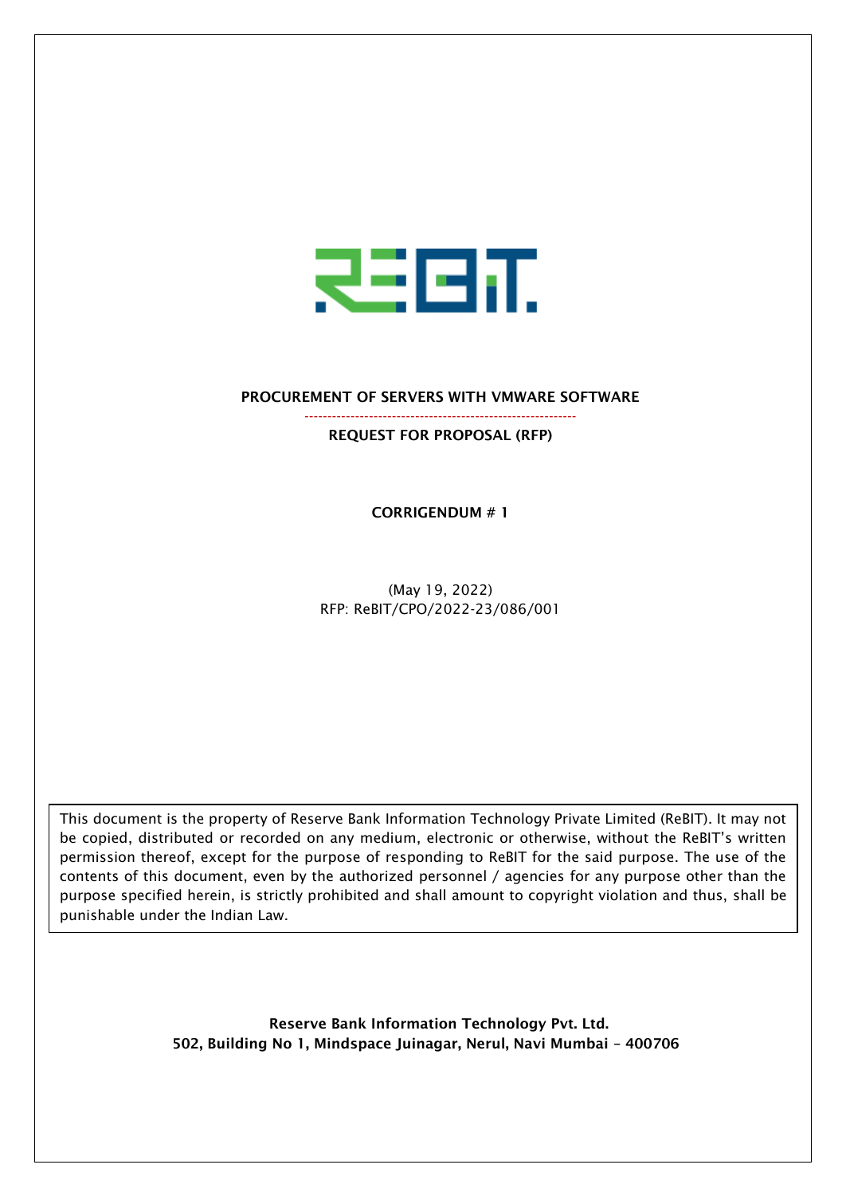**PROCUREMENT OF SERVICES WITH VMWARE SOFTWARE**

**REQUEST FOR PROPOSAL (RFP)**

**CORRIGENDUM # 1**

(May 19, 2022)
RFP: ReBIT/CPO/2022-23/086/001

This document is the property of Reserve Bank Information Technology Private Limited (ReBIT). It may not be copied, distributed or recorded on any medium, electronic or otherwise, without the ReBIT's written permission thereof, except for the purpose of responding to ReBIT for the said purpose. The use of the contents of this document, even by the authorized personnel / agencies for any purpose other than the purpose specified herein, is strictly prohibited and shall amount to copyright violation and thus, shall be punishable under the Indian Law.

**Reserve Bank Information Technology Pvt. Ltd.**
**502, Building No 1, Mindspace Juinagar, Nerul, Navi Mumbai – 400706**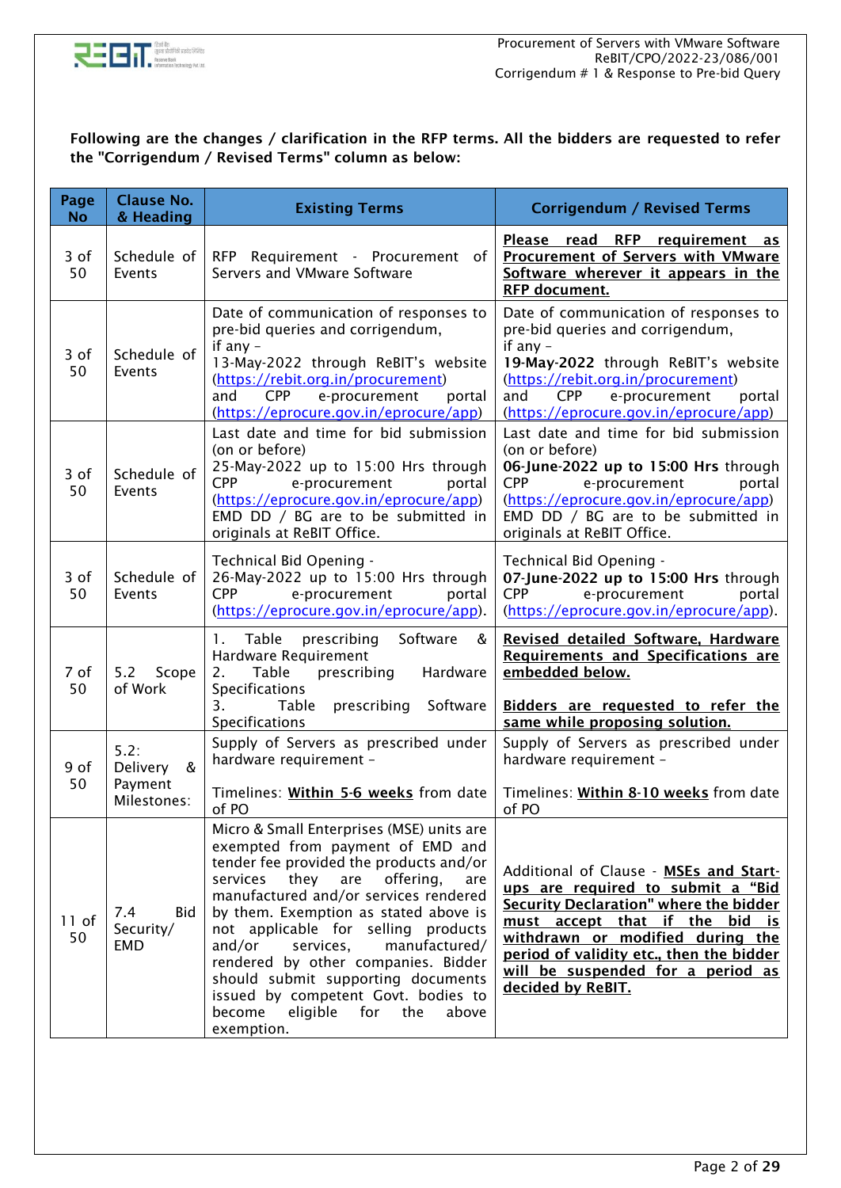**Following are the changes / clarification in the RFP terms. All the bidders are requested to refer the "Corrigendum / Revised Terms" column as below:**

| Page No | Clause No. & Heading | Existing Terms | Corrigendum / Revised Terms |
|---|---|---|---|
| 3 of 50 | Schedule of Events | RFP Requirement - Procurement of Servers and VMware Software | **Please read RFP requirement as Procurement of Servers with VMware Software wherever it appears in the RFP document.** |
| 3 of 50 | Schedule of Events | Date of communication of responses to pre-bid queries and corrigendum, if any – 13-May-2022 through ReBIT's website (https://rebit.org.in/procurement) and CPP e-procurement portal (https://eprocure.gov.in/eprocure/app) | Date of communication of responses to pre-bid queries and corrigendum, if any – **19-May-2022** through ReBIT's website (https://rebit.org.in/procurement) and CPP e-procurement portal (https://eprocure.gov.in/eprocure/app) |
| 3 of 50 | Schedule of Events | Last date and time for bid submission (on or before) 25-May-2022 up to 15:00 Hrs through CPP e-procurement portal (https://eprocure.gov.in/eprocure/app) EMD DD / BG are to be submitted in originals at ReBIT Office. | Last date and time for bid submission (on or before) **06-June-2022 up to 15:00 Hrs** through CPP e-procurement portal (https://eprocure.gov.in/eprocure/app) EMD DD / BG are to be submitted in originals at ReBIT Office. |
| 3 of 50 | Schedule of Events | Technical Bid Opening - 26-May-2022 up to 15:00 Hrs through CPP e-procurement portal (https://eprocure.gov.in/eprocure/app). | Technical Bid Opening - **07-June-2022 up to 15:00 Hrs** through CPP e-procurement portal (https://eprocure.gov.in/eprocure/app). |
| 7 of 50 | 5.2 Scope of Work | 1. Table prescribing Software & Hardware Requirement<br>2. Table prescribing Hardware Specifications<br>3. Table prescribing Software Specifications | **Revised detailed Software, Hardware Requirements and Specifications are embedded below.**<br><br>**Bidders are requested to refer the same while proposing solution.** |
| 9 of 50 | 5.2: Delivery & Payment Milestones: | Supply of Servers as prescribed under hardware requirement –<br><br>Timelines: **Within 5-6 weeks** from date of PO | Supply of Servers as prescribed under hardware requirement –<br><br>Timelines: **Within 8-10 weeks** from date of PO |
| 11 of 50 | 7.4 Bid Security/ EMD | Micro & Small Enterprises (MSE) units are exempted from payment of EMD and tender fee provided the products and/or services they are offering, are manufactured and/or services rendered by them. Exemption as stated above is not applicable for selling products and/or services, manufactured/ rendered by other companies. Bidder should submit supporting documents issued by competent Govt. bodies to become eligible for the above exemption. | Additional of Clause - **MSEs and Start-ups are required to submit a "Bid Security Declaration" where the bidder must accept that if the bid is withdrawn or modified during the period of validity etc., then the bidder will be suspended for a period as decided by ReBIT.** |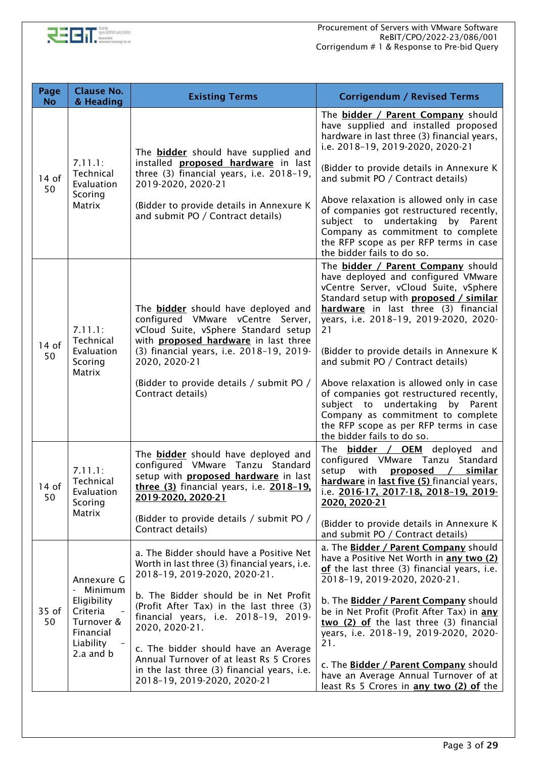| Page No | Clause No. & Heading | Existing Terms | Corrigendum / Revised Terms |
|---|---|---|---|
| 14 of 50 | 7.11.1: Technical Evaluation Scoring Matrix | The **bidder** should have supplied and installed **proposed hardware** in last three (3) financial years, i.e. 2018-19, 2019-2020, 2020-21<br><br>(Bidder to provide details in Annexure K and submit PO / Contract details) | The **bidder / Parent Company** should have supplied and installed proposed hardware in last three (3) financial years, i.e. 2018-19, 2019-2020, 2020-21<br><br>(Bidder to provide details in Annexure K and submit PO / Contract details)<br><br>Above relaxation is allowed only in case of companies got restructured recently, subject to undertaking by Parent Company as commitment to complete the RFP scope as per RFP terms in case the bidder fails to do so. |
| 14 of 50 | 7.11.1: Technical Evaluation Scoring Matrix | The **bidder** should have deployed and configured VMware vCentre Server, vCloud Suite, vSphere Standard setup with **proposed hardware** in last three (3) financial years, i.e. 2018-19, 2019-2020, 2020-21<br><br>(Bidder to provide details / submit PO / Contract details) | The **bidder / Parent Company** should have deployed and configured VMware vCentre Server, vCloud Suite, vSphere Standard setup with **proposed / similar hardware** in last three (3) financial years, i.e. 2018-19, 2019-2020, 2020-21<br><br>(Bidder to provide details in Annexure K and submit PO / Contract details)<br><br>Above relaxation is allowed only in case of companies got restructured recently, subject to undertaking by Parent Company as commitment to complete the RFP scope as per RFP terms in case the bidder fails to do so. |
| 14 of 50 | 7.11.1: Technical Evaluation Scoring Matrix | The **bidder** should have deployed and configured VMware Tanzu Standard setup with **proposed hardware** in last **three (3)** financial years, i.e. **2018-19, 2019-2020, 2020-21**<br><br>(Bidder to provide details / submit PO / Contract details) | The **bidder / OEM** deployed and configured VMware Tanzu Standard setup with **proposed / similar hardware** in **last five (5)** financial years, i.e. **2016-17, 2017-18, 2018-19, 2019-2020, 2020-21**<br><br>(Bidder to provide details in Annexure K and submit PO / Contract details) |
| 35 of 50 | Annexure G - Minimum Eligibility Criteria - Turnover & Financial Liability - 2.a and b | a. The Bidder should have a Positive Net Worth in last three (3) financial years, i.e. 2018-19, 2019-2020, 2020-21.<br><br>b. The Bidder should be in Net Profit (Profit After Tax) in the last three (3) financial years, i.e. 2018-19, 2019-2020, 2020-21.<br><br>c. The bidder should have an Average Annual Turnover of at least Rs 5 Crores in the last three (3) financial years, i.e. 2018-19, 2019-2020, 2020-21 | a. The **Bidder / Parent Company** should have a Positive Net Worth in **any two (2) of** the last three (3) financial years, i.e. 2018-19, 2019-2020, 2020-21.<br><br>b. The **Bidder / Parent Company** should be in Net Profit (Profit After Tax) in **any two (2) of** the last three (3) financial years, i.e. 2018-19, 2019-2020, 2020-21.<br><br>c. The **Bidder / Parent Company** should have an Average Annual Turnover of at least Rs 5 Crores in **any two (2) of** the |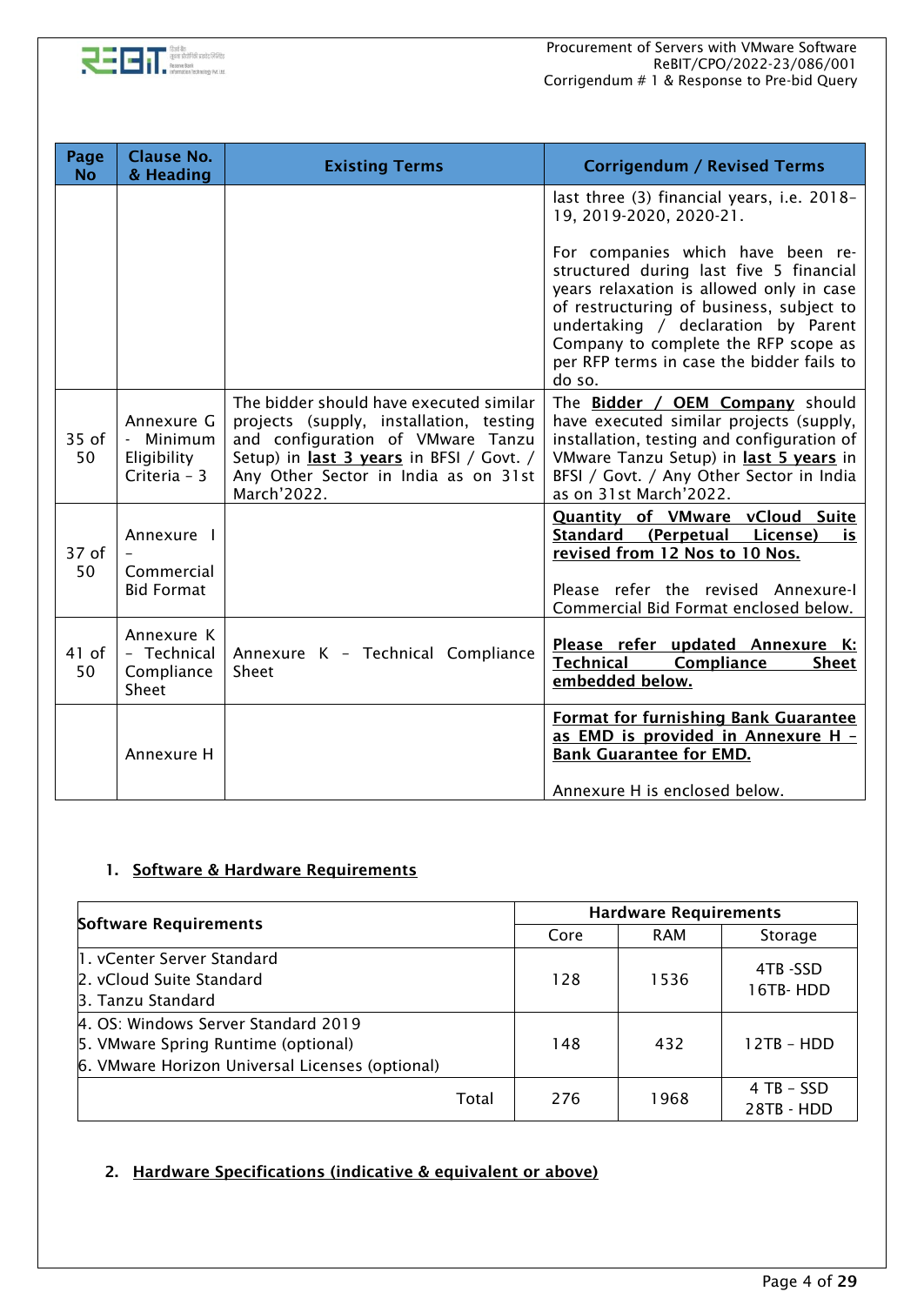| Page No | Clause No. & Heading | Existing Terms | Corrigendum / Revised Terms |
|---|---|---|---|
| | | | last three (3) financial years, i.e. 2018-19, 2019-2020, 2020-21.<br><br>For companies which have been re-structured during last five 5 financial years relaxation is allowed only in case of restructuring of business, subject to undertaking / declaration by Parent Company to complete the RFP scope as per RFP terms in case the bidder fails to do so. |
| 35 of 50 | Annexure G - Minimum Eligibility Criteria – 3 | The bidder should have executed similar projects (supply, installation, testing and configuration of VMware Tanzu Setup) in **last 3 years** in BFSI / Govt. / Any Other Sector in India as on 31st March'2022. | The **Bidder / OEM Company** should have executed similar projects (supply, installation, testing and configuration of VMware Tanzu Setup) in **last 5 years** in BFSI / Govt. / Any Other Sector in India as on 31st March'2022. |
| 37 of 50 | Annexure I – Commercial Bid Format | | **Quantity of VMware vCloud Suite Standard (Perpetual License) is revised from 12 Nos to 10 Nos.**<br><br>Please refer the revised Annexure-I Commercial Bid Format enclosed below. |
| 41 of 50 | Annexure K – Technical Compliance Sheet | Annexure K – Technical Compliance Sheet | **Please refer updated Annexure K: Technical Compliance Sheet embedded below.** |
| | Annexure H | | **Format for furnishing Bank Guarantee as EMD is provided in Annexure H – Bank Guarantee for EMD.**<br><br>Annexure H is enclosed below. |

1. **Software & Hardware Requirements**

| Software Requirements | Hardware Requirements | | |
|---|---|---|---|
| | Core | RAM | Storage |
| 1. vCenter Server Standard<br>2. vCloud Suite Standard<br>3. Tanzu Standard | 128 | 1536 | 4TB -SSD<br>16TB- HDD |
| 4. OS: Windows Server Standard 2019<br>5. VMware Spring Runtime (optional)<br>6. VMware Horizon Universal Licenses (optional) | 148 | 432 | 12TB – HDD |
| Total | 276 | 1968 | 4 TB – SSD<br>28TB - HDD |

2. **Hardware Specifications (indicative & equivalent or above)**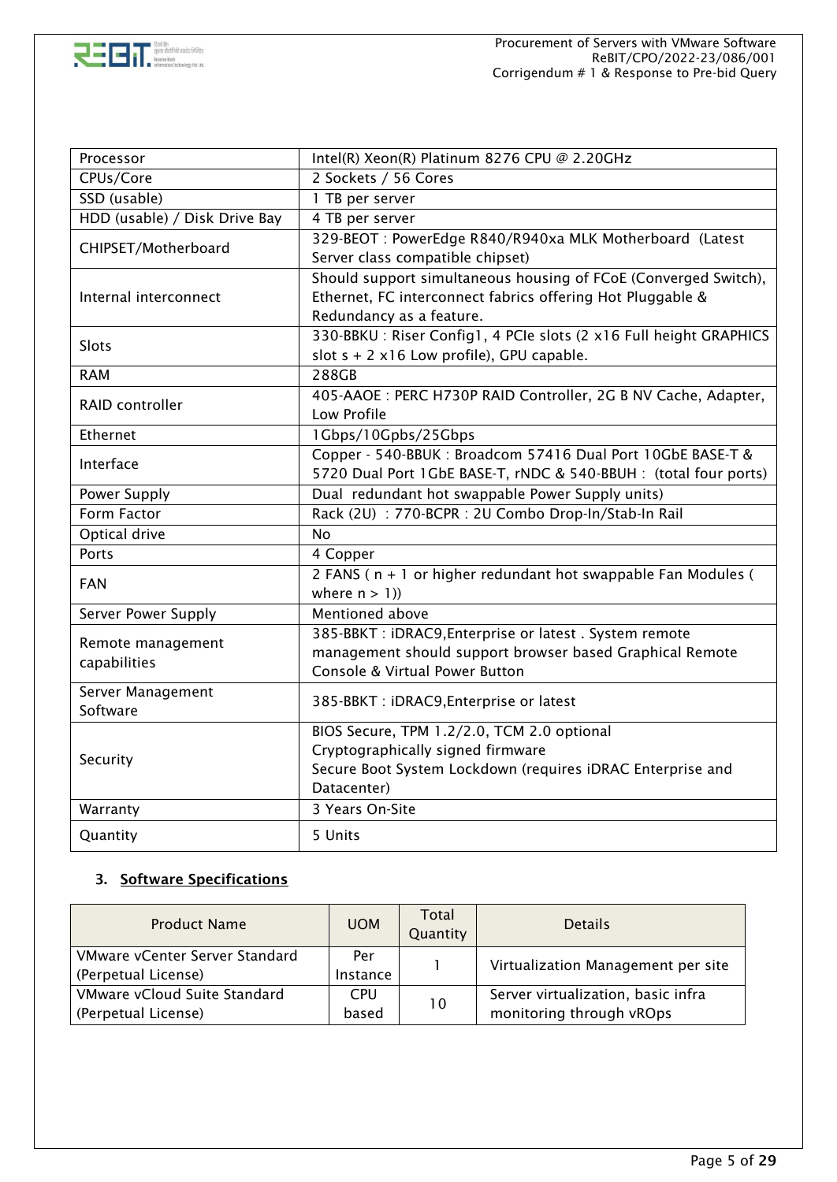| Processor | Intel(R) Xeon(R) Platinum 8276 CPU @ 2.20GHz |
|---|---|
| CPUs/Core | 2 Sockets / 56 Cores |
| SSD (usable) | 1 TB per server |
| HDD (usable) / Disk Drive Bay | 4 TB per server |
| CHIPSET/Motherboard | 329-BEOT : PowerEdge R840/R940xa MLK Motherboard (Latest Server class compatible chipset) |
| Internal interconnect | Should support simultaneous housing of FCoE (Converged Switch), Ethernet, FC interconnect fabrics offering Hot Pluggable & Redundancy as a feature. |
| Slots | 330-BBKU : Riser Config1, 4 PCIe slots (2 x16 Full height GRAPHICS slot s + 2 x16 Low profile), GPU capable. |
| RAM | 288GB |
| RAID controller | 405-AAOE : PERC H730P RAID Controller, 2G B NV Cache, Adapter, Low Profile |
| Ethernet | 1Gbps/10Gpbs/25Gbps |
| Interface | Copper - 540-BBUK : Broadcom 57416 Dual Port 10GbE BASE-T & 5720 Dual Port 1GbE BASE-T, rNDC & 540-BBUH : (total four ports) |
| Power Supply | Dual redundant hot swappable Power Supply units) |
| Form Factor | Rack (2U) : 770-BCPR : 2U Combo Drop-In/Stab-In Rail |
| Optical drive | No |
| Ports | 4 Copper |
| FAN | 2 FANS ( n + 1 or higher redundant hot swappable Fan Modules ( where n > 1)) |
| Server Power Supply | Mentioned above |
| Remote management capabilities | 385-BBKT : iDRAC9,Enterprise or latest . System remote management should support browser based Graphical Remote Console & Virtual Power Button |
| Server Management Software | 385-BBKT : iDRAC9,Enterprise or latest |
| Security | BIOS Secure, TPM 1.2/2.0, TCM 2.0 optional<br>Cryptographically signed firmware<br>Secure Boot System Lockdown (requires iDRAC Enterprise and Datacenter) |
| Warranty | 3 Years On-Site |
| Quantity | 5 Units |

### 3. Software Specifications

| Product Name | UOM | Total Quantity | Details |
|---|---|---|---|
| VMware vCenter Server Standard (Perpetual License) | Per Instance | 1 | Virtualization Management per site |
| VMware vCloud Suite Standard (Perpetual License) | CPU based | 10 | Server virtualization, basic infra monitoring through vROps |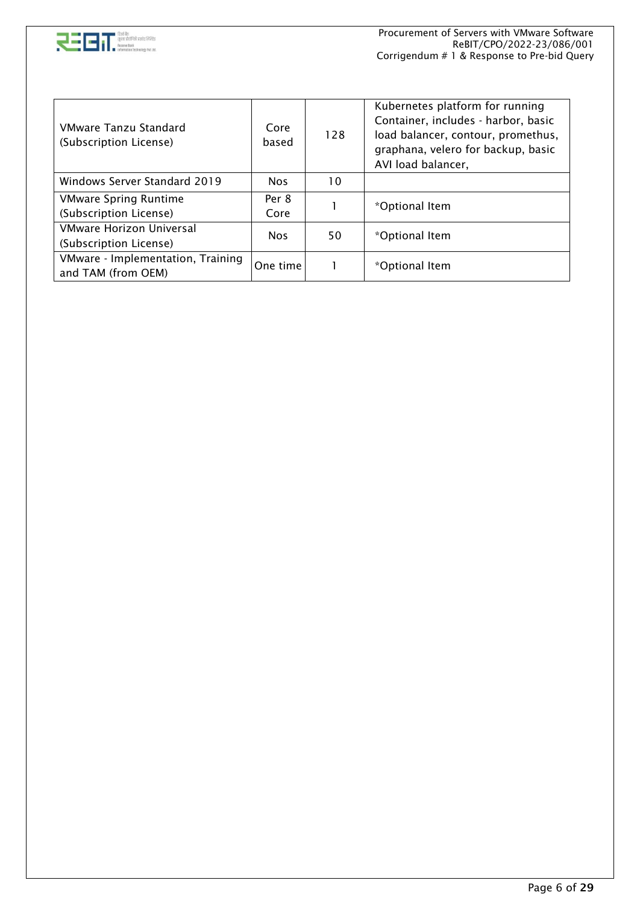| | | | |
|---|---|---|---|
| VMware Tanzu Standard (Subscription License) | Core based | 128 | Kubernetes platform for running Container, includes - harbor, basic load balancer, contour, promethus, graphana, velero for backup, basic AVI load balancer, |
| Windows Server Standard 2019 | Nos | 10 | |
| VMware Spring Runtime (Subscription License) | Per 8 Core | 1 | *Optional Item |
| VMware Horizon Universal (Subscription License) | Nos | 50 | *Optional Item |
| VMware - Implementation, Training and TAM (from OEM) | One time | 1 | *Optional Item |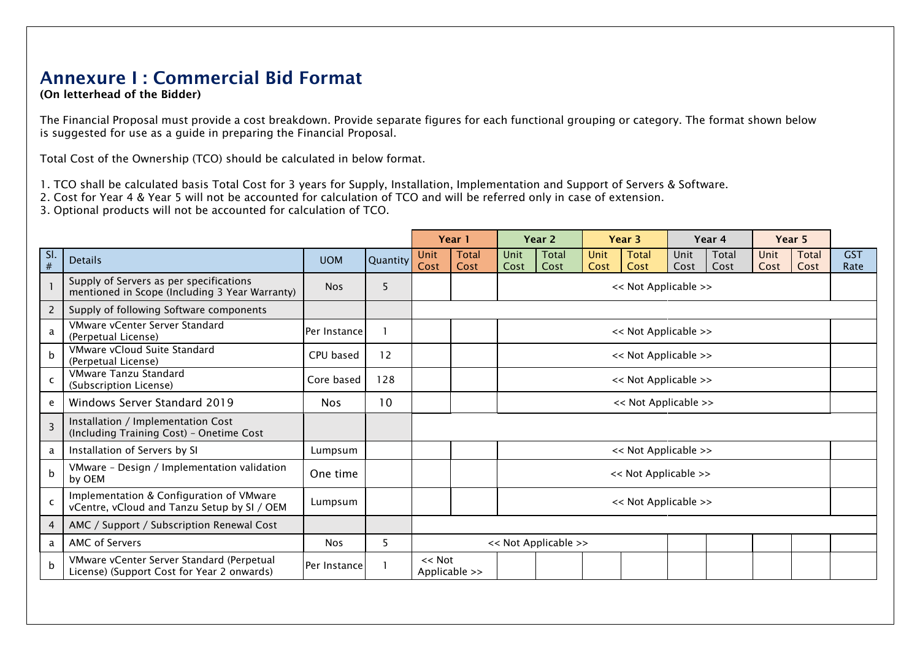# Annexure I : Commercial Bid Format

**(On letterhead of the Bidder)**

The Financial Proposal must provide a cost breakdown. Provide separate figures for each functional grouping or category. The format shown below is suggested for use as a guide in preparing the Financial Proposal.

Total Cost of the Ownership (TCO) should be calculated in below format.

1. TCO shall be calculated basis Total Cost for 3 years for Supply, Installation, Implementation and Support of Servers & Software.
2. Cost for Year 4 & Year 5 will not be accounted for calculation of TCO and will be referred only in case of extension.
3. Optional products will not be accounted for calculation of TCO.

| | | | | Year 1 | | Year 2 | | Year 3 | | Year 4 | | Year 5 | | |
|---|---|---|---|---|---|---|---|---|---|---|---|---|---|---|
| Sl. # | Details | UOM | Quantity | Unit Cost | Total Cost | Unit Cost | Total Cost | Unit Cost | Total Cost | Unit Cost | Total Cost | Unit Cost | Total Cost | GST Rate |
| 1 | Supply of Servers as per specifications mentioned in Scope (Including 3 Year Warranty) | Nos | 5 | | | << Not Applicable >> | | | | | | | | |
| 2 | Supply of following Software components | | | | | | | | | | | | | |
| a | VMware vCenter Server Standard (Perpetual License) | Per Instance | 1 | | | << Not Applicable >> | | | | | | | | |
| b | VMware vCloud Suite Standard (Perpetual License) | CPU based | 12 | | | << Not Applicable >> | | | | | | | | |
| c | VMware Tanzu Standard (Subscription License) | Core based | 128 | | | << Not Applicable >> | | | | | | | | |
| e | Windows Server Standard 2019 | Nos | 10 | | | << Not Applicable >> | | | | | | | | |
| 3 | Installation / Implementation Cost (Including Training Cost) - Onetime Cost | | | | | | | | | | | | | |
| a | Installation of Servers by SI | Lumpsum | | | | << Not Applicable >> | | | | | | | | |
| b | VMware - Design / Implementation validation by OEM | One time | | | | << Not Applicable >> | | | | | | | | |
| c | Implementation & Configuration of VMware vCentre, vCloud and Tanzu Setup by SI / OEM | Lumpsum | | | | << Not Applicable >> | | | | | | | | |
| 4 | AMC / Support / Subscription Renewal Cost | | | | | | | | | | | | | |
| a | AMC of Servers | Nos | 5 | << Not Applicable >> | | | | | | | | | | |
| b | VMware vCenter Server Standard (Perpetual License) (Support Cost for Year 2 onwards) | Per Instance | 1 | << Not Applicable >> | | | | | | | | | | |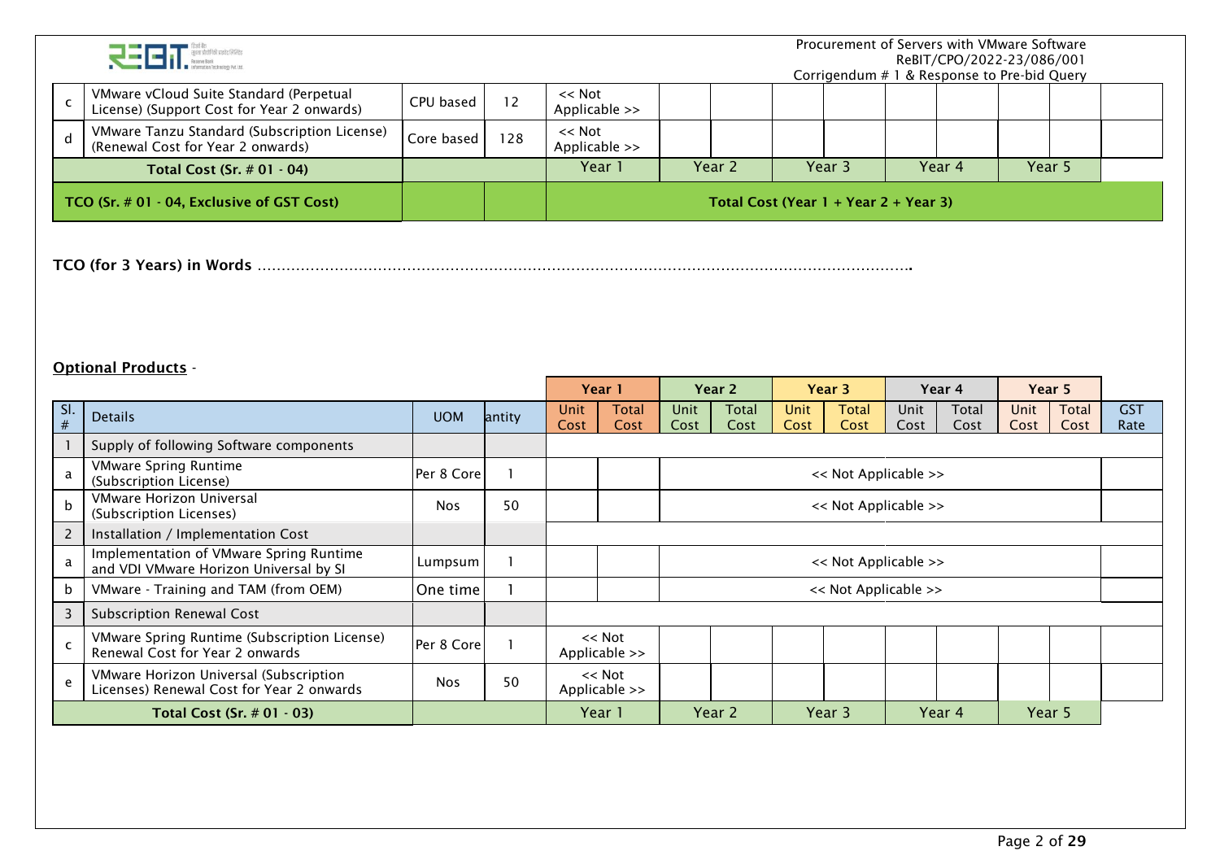| c | VMware vCloud Suite Standard (Perpetual License) (Support Cost for Year 2 onwards) | CPU based | 12 | << Not Applicable >> | | | | | | | | | | |
|---|---|---|---|---|---|---|---|---|---|---|---|---|---|---|
| d | VMware Tanzu Standard (Subscription License) (Renewal Cost for Year 2 onwards) | Core based | 128 | << Not Applicable >> | | | | | | | | | | |
| | **Total Cost (Sr. # 01 - 04)** | | | Year 1 | | Year 2 | | Year 3 | | Year 4 | | Year 5 | | |
| | **TCO (Sr. # 01 - 04, Exclusive of GST Cost)** | | | **Total Cost (Year 1 + Year 2 + Year 3)** | | | | | | | | | | |

**TCO (for 3 Years) in Words** ……………………………………………………………………………………………………………………….

**Optional Products** -

| | | | | Year 1 | | Year 2 | | Year 3 | | Year 4 | | Year 5 | | |
|---|---|---|---|---|---|---|---|---|---|---|---|---|---|---|
| Sl. # | Details | UOM | antity | Unit Cost | Total Cost | Unit Cost | Total Cost | Unit Cost | Total Cost | Unit Cost | Total Cost | Unit Cost | Total Cost | GST Rate |
| 1 | Supply of following Software components | | | | | | | | | | | | | |
| a | VMware Spring Runtime (Subscription License) | Per 8 Core | 1 | | | << Not Applicable >> | | | | | | | | |
| b | VMware Horizon Universal (Subscription Licenses) | Nos | 50 | | | << Not Applicable >> | | | | | | | | |
| 2 | Installation / Implementation Cost | | | | | | | | | | | | | |
| a | Implementation of VMware Spring Runtime and VDI VMware Horizon Universal by SI | Lumpsum | 1 | | | << Not Applicable >> | | | | | | | | |
| b | VMware - Training and TAM (from OEM) | One time | 1 | | | << Not Applicable >> | | | | | | | | |
| 3 | Subscription Renewal Cost | | | | | | | | | | | | | |
| c | VMware Spring Runtime (Subscription License) Renewal Cost for Year 2 onwards | Per 8 Core | 1 | << Not Applicable >> | | | | | | | | | | |
| e | VMware Horizon Universal (Subscription Licenses) Renewal Cost for Year 2 onwards | Nos | 50 | << Not Applicable >> | | | | | | | | | | |
| | **Total Cost (Sr. # 01 - 03)** | | | Year 1 | | Year 2 | | Year 3 | | Year 4 | | Year 5 | | |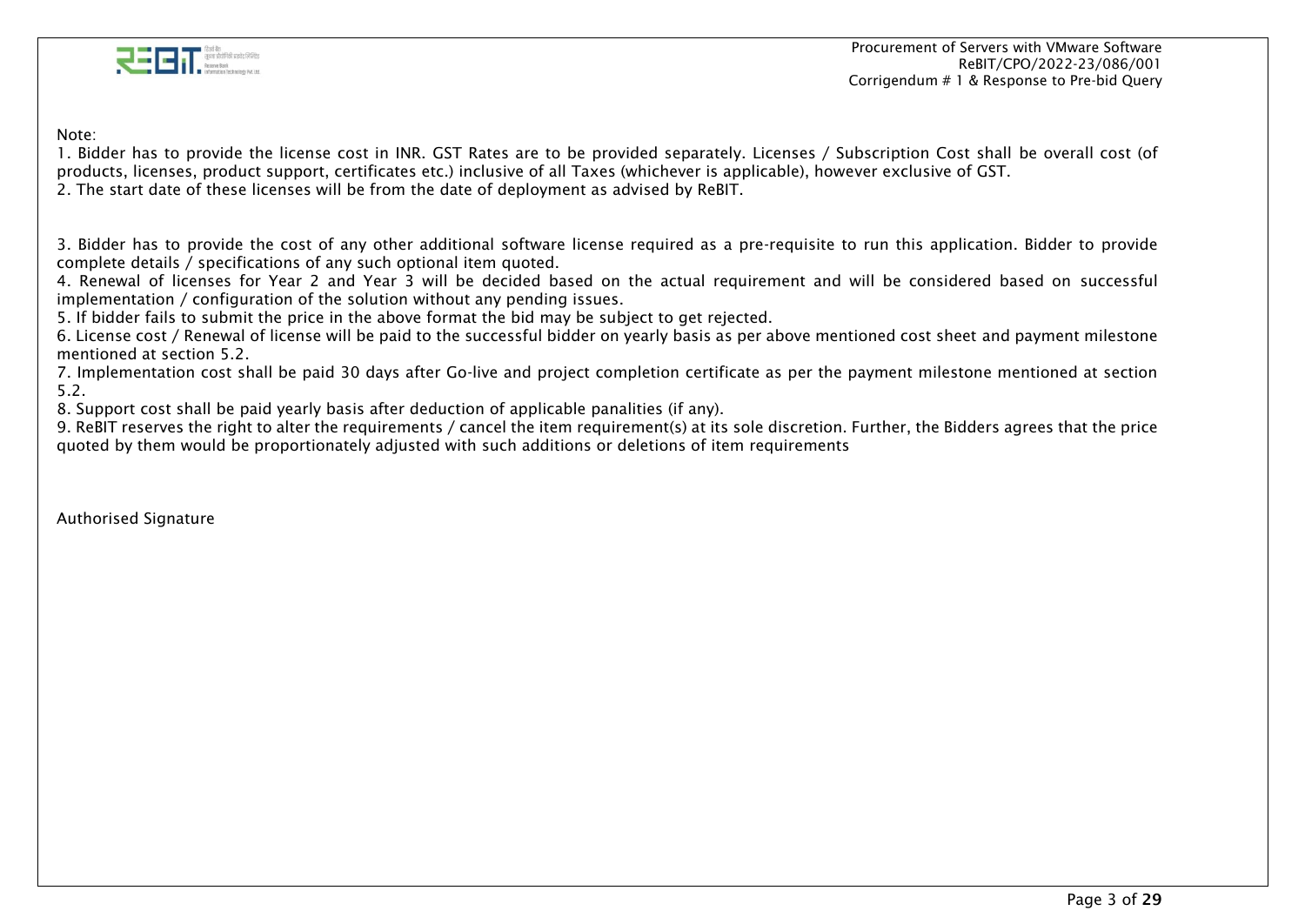Note:

1. Bidder has to provide the license cost in INR. GST Rates are to be provided separately. Licenses / Subscription Cost shall be overall cost (of products, licenses, product support, certificates etc.) inclusive of all Taxes (whichever is applicable), however exclusive of GST.
2. The start date of these licenses will be from the date of deployment as advised by ReBIT.

3. Bidder has to provide the cost of any other additional software license required as a pre-requisite to run this application. Bidder to provide complete details / specifications of any such optional item quoted.
4. Renewal of licenses for Year 2 and Year 3 will be decided based on the actual requirement and will be considered based on successful implementation / configuration of the solution without any pending issues.
5. If bidder fails to submit the price in the above format the bid may be subject to get rejected.
6. License cost / Renewal of license will be paid to the successful bidder on yearly basis as per above mentioned cost sheet and payment milestone mentioned at section 5.2.
7. Implementation cost shall be paid 30 days after Go-live and project completion certificate as per the payment milestone mentioned at section 5.2.
8. Support cost shall be paid yearly basis after deduction of applicable panalities (if any).
9. ReBIT reserves the right to alter the requirements / cancel the item requirement(s) at its sole discretion. Further, the Bidders agrees that the price quoted by them would be proportionately adjusted with such additions or deletions of item requirements

Authorised Signature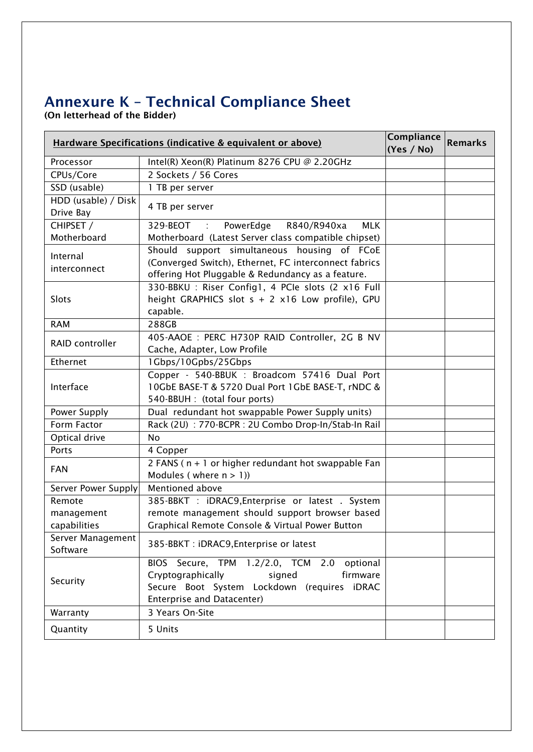# Annexure K – Technical Compliance Sheet

**(On letterhead of the Bidder)**

| Hardware Specifications (indicative & equivalent or above) | | Compliance (Yes / No) | Remarks |
|---|---|---|---|
| Processor | Intel(R) Xeon(R) Platinum 8276 CPU @ 2.20GHz | | |
| CPUs/Core | 2 Sockets / 56 Cores | | |
| SSD (usable) | 1 TB per server | | |
| HDD (usable) / Disk Drive Bay | 4 TB per server | | |
| CHIPSET / Motherboard | 329-BEOT : PowerEdge R840/R940xa MLK Motherboard (Latest Server class compatible chipset) | | |
| Internal interconnect | Should support simultaneous housing of FCoE (Converged Switch), Ethernet, FC interconnect fabrics offering Hot Pluggable & Redundancy as a feature. | | |
| Slots | 330-BBKU : Riser Config1, 4 PCIe slots (2 x16 Full height GRAPHICS slot s + 2 x16 Low profile), GPU capable. | | |
| RAM | 288GB | | |
| RAID controller | 405-AAOE : PERC H730P RAID Controller, 2G B NV Cache, Adapter, Low Profile | | |
| Ethernet | 1Gbps/10Gpbs/25Gbps | | |
| Interface | Copper - 540-BBUK : Broadcom 57416 Dual Port 10GbE BASE-T & 5720 Dual Port 1GbE BASE-T, rNDC & 540-BBUH : (total four ports) | | |
| Power Supply | Dual redundant hot swappable Power Supply units) | | |
| Form Factor | Rack (2U) : 770-BCPR : 2U Combo Drop-In/Stab-In Rail | | |
| Optical drive | No | | |
| Ports | 4 Copper | | |
| FAN | 2 FANS ( n + 1 or higher redundant hot swappable Fan Modules ( where n > 1)) | | |
| Server Power Supply | Mentioned above | | |
| Remote management capabilities | 385-BBKT : iDRAC9,Enterprise or latest . System remote management should support browser based Graphical Remote Console & Virtual Power Button | | |
| Server Management Software | 385-BBKT : iDRAC9,Enterprise or latest | | |
| Security | BIOS Secure, TPM 1.2/2.0, TCM 2.0 optional Cryptographically signed firmware Secure Boot System Lockdown (requires iDRAC Enterprise and Datacenter) | | |
| Warranty | 3 Years On-Site | | |
| Quantity | 5 Units | | |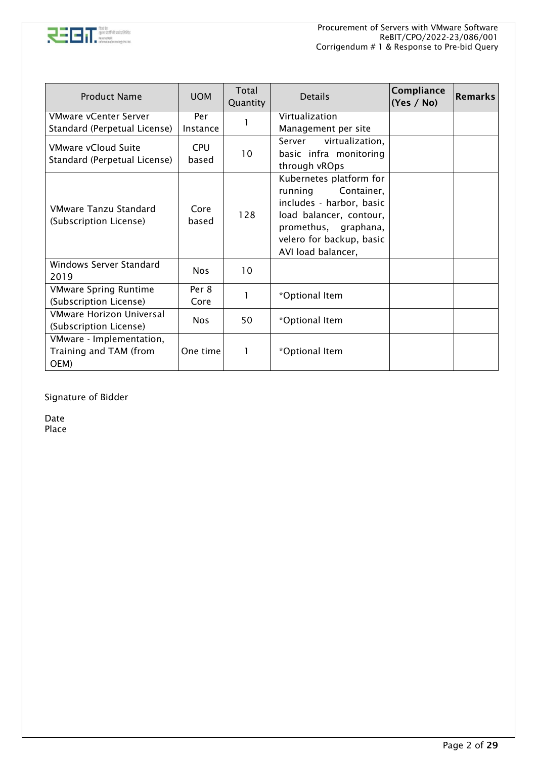| Product Name | UOM | Total Quantity | Details | Compliance (Yes / No) | Remarks |
|---|---|---|---|---|---|
| VMware vCenter Server Standard (Perpetual License) | Per Instance | 1 | Virtualization Management per site | | |
| VMware vCloud Suite Standard (Perpetual License) | CPU based | 10 | Server virtualization, basic infra monitoring through vROps | | |
| VMware Tanzu Standard (Subscription License) | Core based | 128 | Kubernetes platform for running Container, includes - harbor, basic load balancer, contour, promethus, graphana, velero for backup, basic AVI load balancer, | | |
| Windows Server Standard 2019 | Nos | 10 | | | |
| VMware Spring Runtime (Subscription License) | Per 8 Core | 1 | *Optional Item | | |
| VMware Horizon Universal (Subscription License) | Nos | 50 | *Optional Item | | |
| VMware - Implementation, Training and TAM (from OEM) | One time | 1 | *Optional Item | | |

Signature of Bidder

Date
Place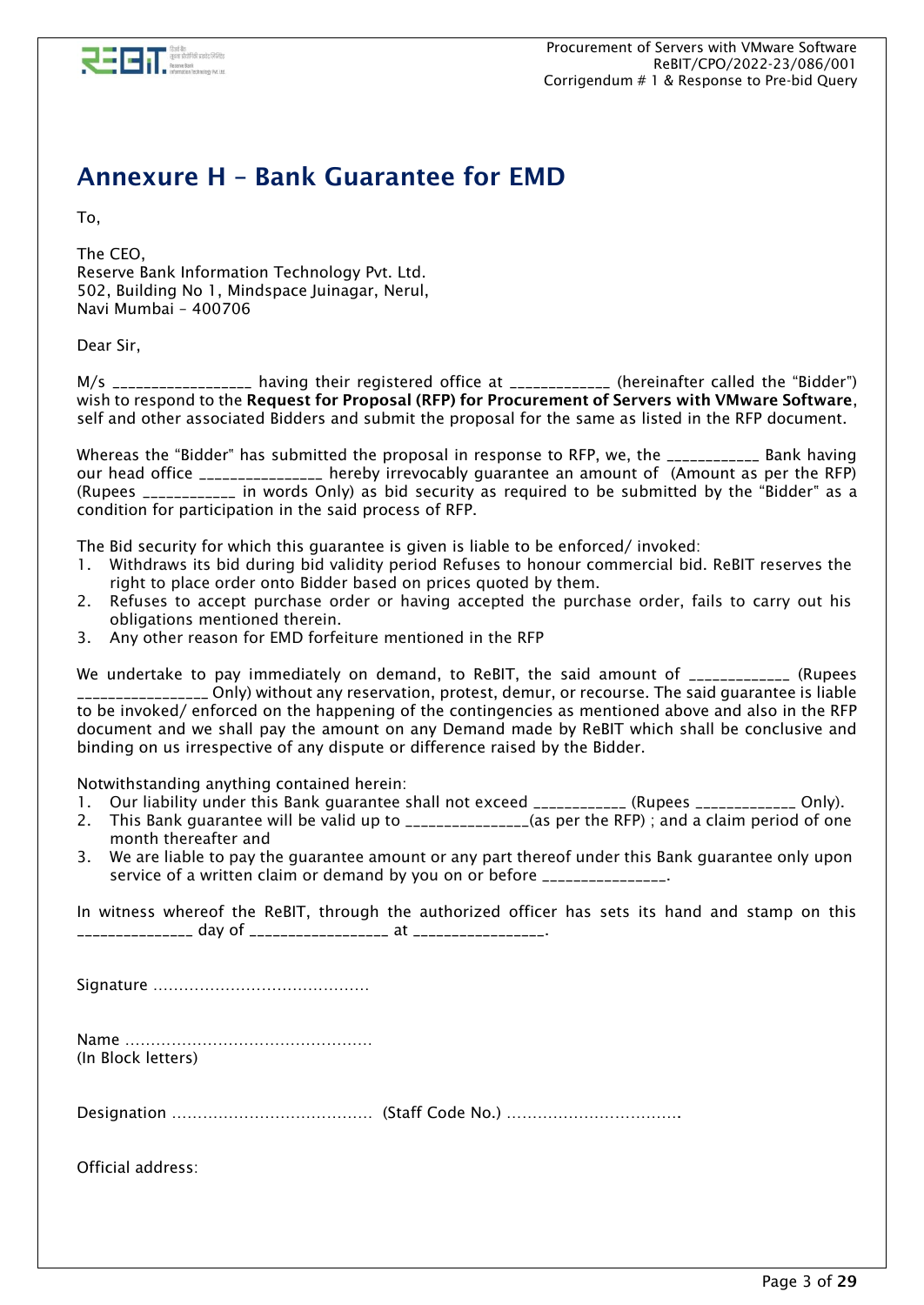# Annexure H – Bank Guarantee for EMD

To,

The CEO,
Reserve Bank Information Technology Pvt. Ltd.
502, Building No 1, Mindspace Juinagar, Nerul,
Navi Mumbai – 400706

Dear Sir,

M/s _________________ having their registered office at _____________ (hereinafter called the "Bidder") wish to respond to the **Request for Proposal (RFP) for Procurement of Servers with VMware Software**, self and other associated Bidders and submit the proposal for the same as listed in the RFP document.

Whereas the "Bidder" has submitted the proposal in response to RFP, we, the ____________ Bank having our head office _______________ hereby irrevocably guarantee an amount of (Amount as per the RFP) (Rupees ____________ in words Only) as bid security as required to be submitted by the "Bidder" as a condition for participation in the said process of RFP.

The Bid security for which this guarantee is given is liable to be enforced/ invoked:

1. Withdraws its bid during bid validity period Refuses to honour commercial bid. ReBIT reserves the right to place order onto Bidder based on prices quoted by them.
2. Refuses to accept purchase order or having accepted the purchase order, fails to carry out his obligations mentioned therein.
3. Any other reason for EMD forfeiture mentioned in the RFP

We undertake to pay immediately on demand, to ReBIT, the said amount of _____________ (Rupees ________________ Only) without any reservation, protest, demur, or recourse. The said guarantee is liable to be invoked/ enforced on the happening of the contingencies as mentioned above and also in the RFP document and we shall pay the amount on any Demand made by ReBIT which shall be conclusive and binding on us irrespective of any dispute or difference raised by the Bidder.

Notwithstanding anything contained herein:

1. Our liability under this Bank guarantee shall not exceed ____________ (Rupees _____________ Only).
2. This Bank guarantee will be valid up to _______________(as per the RFP) ; and a claim period of one month thereafter and
3. We are liable to pay the guarantee amount or any part thereof under this Bank guarantee only upon service of a written claim or demand by you on or before _______________.

In witness whereof the ReBIT, through the authorized officer has sets its hand and stamp on this _______________ day of _________________ at ________________.

Signature ..........................................

Name ................................................
(In Block letters)

Designation ....................................... (Staff Code No.) ..................................

Official address: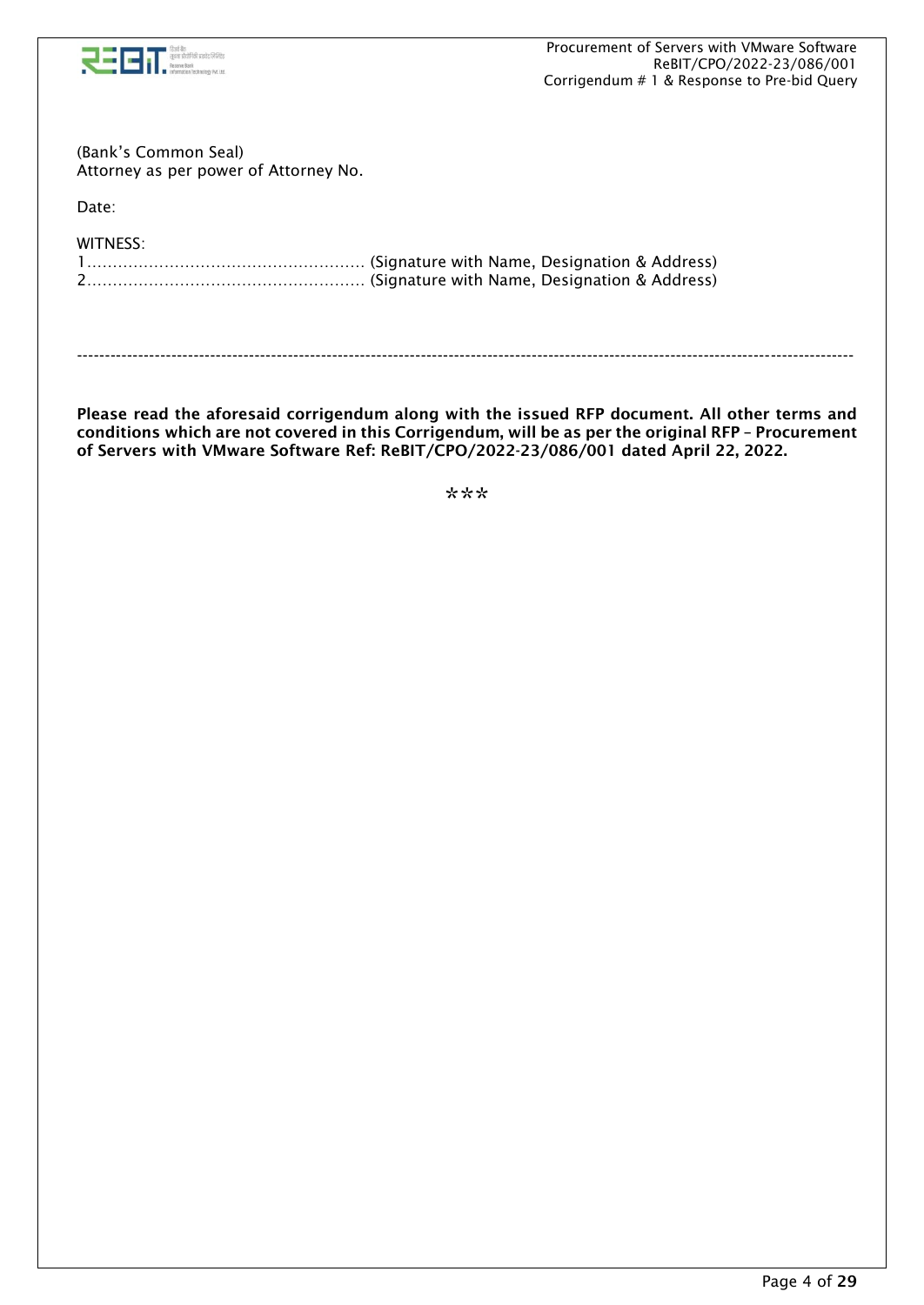(Bank's Common Seal)
Attorney as per power of Attorney No.

Date:

WITNESS:
1....................................................... (Signature with Name, Designation & Address)
2....................................................... (Signature with Name, Designation & Address)

---

**Please read the aforesaid corrigendum along with the issued RFP document. All other terms and conditions which are not covered in this Corrigendum, will be as per the original RFP – Procurement of Servers with VMware Software Ref: ReBIT/CPO/2022-23/086/001 dated April 22, 2022.**

***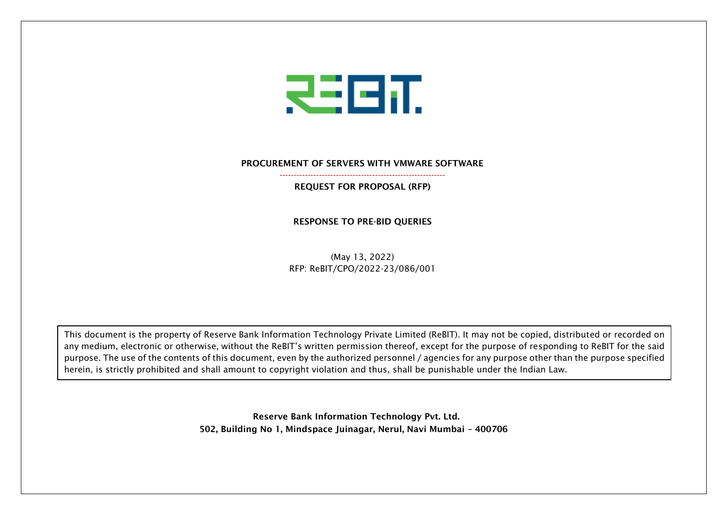**PROCUREMENT OF SERVERS WITH VMWARE SOFTWARE**

**REQUEST FOR PROPOSAL (RFP)**

**RESPONSE TO PRE-BID QUERIES**

(May 13, 2022)
RFP: ReBIT/CPO/2022-23/086/001

This document is the property of Reserve Bank Information Technology Private Limited (ReBIT). It may not be copied, distributed or recorded on any medium, electronic or otherwise, without the ReBIT's written permission thereof, except for the purpose of responding to ReBIT for the said purpose. The use of the contents of this document, even by the authorized personnel / agencies for any purpose other than the purpose specified herein, is strictly prohibited and shall amount to copyright violation and thus, shall be punishable under the Indian Law.

**Reserve Bank Information Technology Pvt. Ltd.**
**502, Building No 1, Mindspace Juinagar, Nerul, Navi Mumbai – 400706**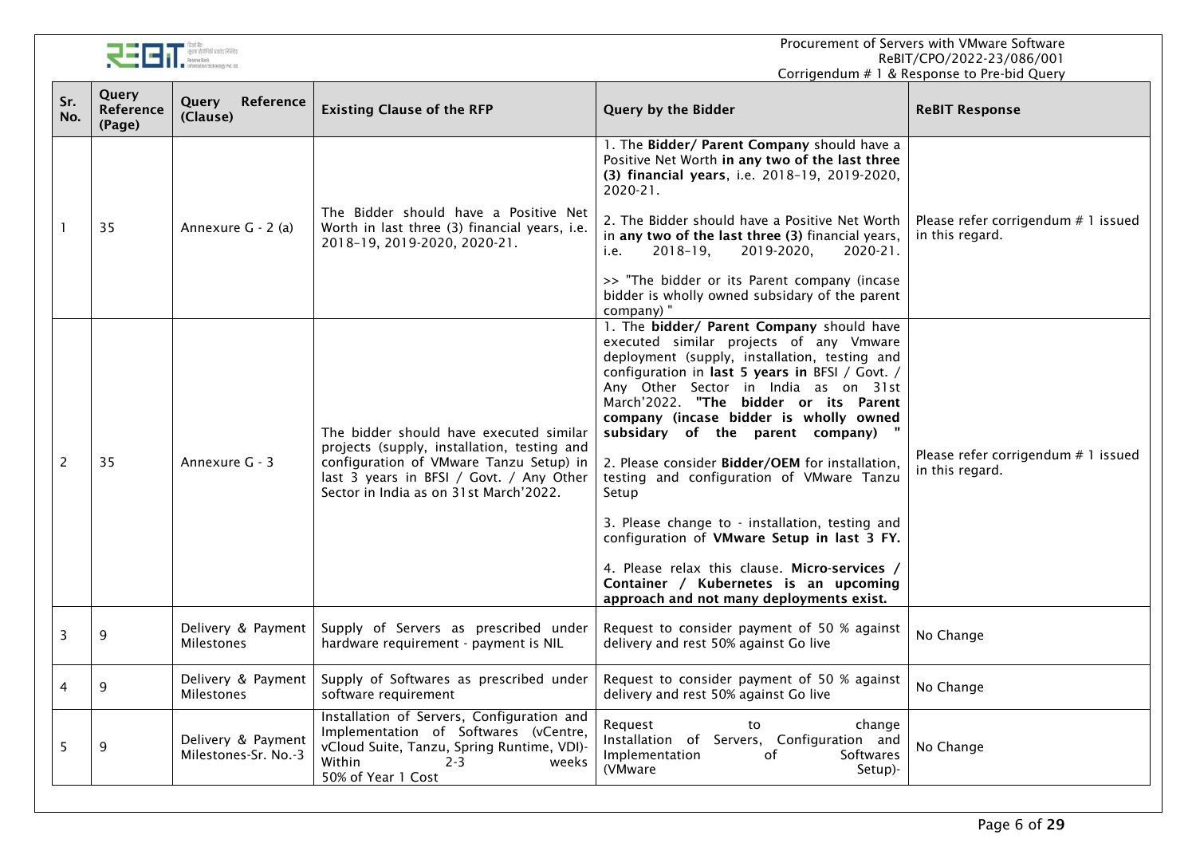| Sr. No. | Query Reference (Page) | Query Reference (Clause) | Existing Clause of the RFP | Query by the Bidder | ReBIT Response |
|---|---|---|---|---|---|
| 1 | 35 | Annexure G - 2 (a) | The Bidder should have a Positive Net Worth in last three (3) financial years, i.e. 2018-19, 2019-2020, 2020-21. | 1. The **Bidder/ Parent Company** should have a Positive Net Worth **in any two of the last three (3) financial years**, i.e. 2018-19, 2019-2020, 2020-21.<br><br>2. The Bidder should have a Positive Net Worth in **any two of the last three (3)** financial years, i.e. 2018-19, 2019-2020, 2020-21.<br><br>>> "The bidder or its Parent company (incase bidder is wholly owned subsidary of the parent company) " | Please refer corrigendum # 1 issued in this regard. |
| 2 | 35 | Annexure G - 3 | The bidder should have executed similar projects (supply, installation, testing and configuration of VMware Tanzu Setup) in last 3 years in BFSI / Govt. / Any Other Sector in India as on 31st March'2022. | 1. The **bidder/ Parent Company** should have executed similar projects of any Vmware deployment (supply, installation, testing and configuration in **last 5 years in** BFSI / Govt. / Any Other Sector in India as on 31st March'2022. **"The bidder or its Parent company (incase bidder is wholly owned subsidary of the parent company) "**<br><br>2. Please consider **Bidder/OEM** for installation, testing and configuration of VMware Tanzu Setup<br><br>3. Please change to - installation, testing and configuration of **VMware Setup in last 3 FY.**<br><br>4. Please relax this clause. **Micro-services / Container / Kubernetes is an upcoming approach and not many deployments exist.** | Please refer corrigendum # 1 issued in this regard. |
| 3 | 9 | Delivery & Payment Milestones | Supply of Servers as prescribed under hardware requirement - payment is NIL | Request to consider payment of 50 % against delivery and rest 50% against Go live | No Change |
| 4 | 9 | Delivery & Payment Milestones | Supply of Softwares as prescribed under software requirement | Request to consider payment of 50 % against delivery and rest 50% against Go live | No Change |
| 5 | 9 | Delivery & Payment Milestones-Sr. No.-3 | Installation of Servers, Configuration and Implementation of Softwares (vCentre, vCloud Suite, Tanzu, Spring Runtime, VDI)- Within 2-3 weeks 50% of Year 1 Cost | Request to change Installation of Servers, Configuration and Implementation of Softwares (VMware Setup)- | No Change |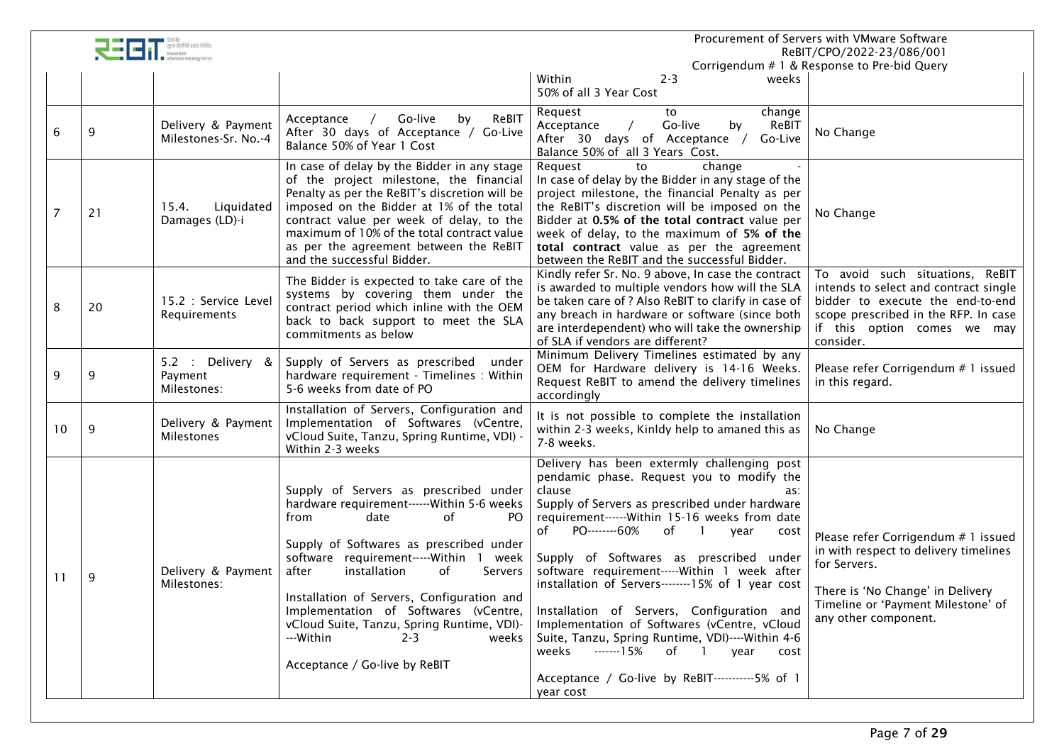|  |  |  |  | Within 2-3 weeks<br>50% of all 3 Year Cost |  |
|---|---|---|---|---|---|
| 6 | 9 | Delivery & Payment Milestones-Sr. No.-4 | Acceptance / Go-live by ReBIT After 30 days of Acceptance / Go-Live Balance 50% of Year 1 Cost | Request to change Acceptance / Go-live by ReBIT After 30 days of Acceptance / Go-Live Balance 50% of all 3 Years Cost. | No Change |
| 7 | 21 | 15.4. Liquidated Damages (LD)-i | In case of delay by the Bidder in any stage of the project milestone, the financial Penalty as per the ReBIT's discretion will be imposed on the Bidder at 1% of the total contract value per week of delay, to the maximum of 10% of the total contract value as per the agreement between the ReBIT and the successful Bidder. | Request to change - In case of delay by the Bidder in any stage of the project milestone, the financial Penalty as per the ReBIT's discretion will be imposed on the Bidder at **0.5% of the total contract** value per week of delay, to the maximum of **5% of the total contract** value as per the agreement between the ReBIT and the successful Bidder. | No Change |
| 8 | 20 | 15.2 : Service Level Requirements | The Bidder is expected to take care of the systems by covering them under the contract period which inline with the OEM back to back support to meet the SLA commitments as below | Kindly refer Sr. No. 9 above, In case the contract is awarded to multiple vendors how will the SLA be taken care of ? Also ReBIT to clarify in case of any breach in hardware or software (since both are interdependent) who will take the ownership of SLA if vendors are different? | To avoid such situations, ReBIT intends to select and contract single bidder to execute the end-to-end scope prescribed in the RFP. In case if this option comes we may consider. |
| 9 | 9 | 5.2 : Delivery & Payment Milestones: | Supply of Servers as prescribed under hardware requirement - Timelines : Within 5-6 weeks from date of PO | Minimum Delivery Timelines estimated by any OEM for Hardware delivery is 14-16 Weeks. Request ReBIT to amend the delivery timelines accordingly | Please refer Corrigendum # 1 issued in this regard. |
| 10 | 9 | Delivery & Payment Milestones | Installation of Servers, Configuration and Implementation of Softwares (vCentre, vCloud Suite, Tanzu, Spring Runtime, VDI) - Within 2-3 weeks | It is not possible to complete the installation within 2-3 weeks, Kinldy help to amaned this as 7-8 weeks. | No Change |
| 11 | 9 | Delivery & Payment Milestones: | Supply of Servers as prescribed under hardware requirement------Within 5-6 weeks from date of PO<br><br>Supply of Softwares as prescribed under software requirement-----Within 1 week after installation of Servers<br><br>Installation of Servers, Configuration and Implementation of Softwares (vCentre, vCloud Suite, Tanzu, Spring Runtime, VDI)----Within 2-3 weeks<br><br>Acceptance / Go-live by ReBIT | Delivery has been extermly challenging post pendamic phase. Request you to modify the clause as:<br>Supply of Servers as prescribed under hardware requirement------Within 15-16 weeks from date of PO--------60% of 1 year cost<br><br>Supply of Softwares as prescribed under software requirement-----Within 1 week after installation of Servers--------15% of 1 year cost<br><br>Installation of Servers, Configuration and Implementation of Softwares (vCentre, vCloud Suite, Tanzu, Spring Runtime, VDI)----Within 4-6 weeks -------15% of 1 year cost<br><br>Acceptance / Go-live by ReBIT-----------5% of 1 year cost | Please refer Corrigendum # 1 issued in with respect to delivery timelines for Servers.<br><br>There is 'No Change' in Delivery Timeline or 'Payment Milestone' of any other component. |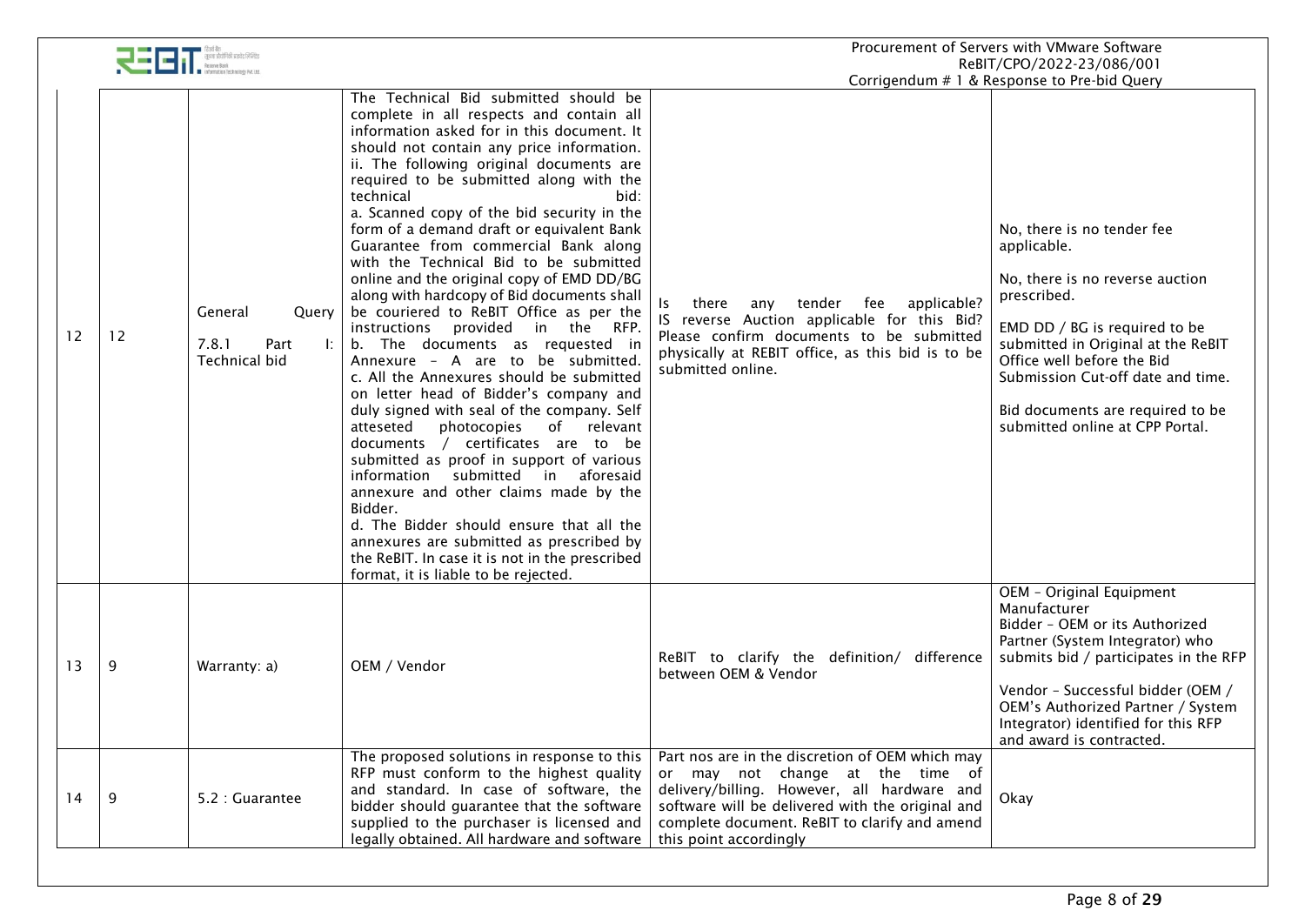| 12 | 12 | General Query<br><br>7.8.1 Part I: Technical bid | The Technical Bid submitted should be complete in all respects and contain all information asked for in this document. It should not contain any price information.<br>ii. The following original documents are required to be submitted along with the technical bid:<br>a. Scanned copy of the bid security in the form of a demand draft or equivalent Bank Guarantee from commercial Bank along with the Technical Bid to be submitted online and the original copy of EMD DD/BG along with hardcopy of Bid documents shall be couriered to ReBIT Office as per the instructions provided in the RFP.<br>b. The documents as requested in Annexure – A are to be submitted.<br>c. All the Annexures should be submitted on letter head of Bidder's company and duly signed with seal of the company. Self atteseted photocopies of relevant documents / certificates are to be submitted as proof in support of various information submitted in aforesaid annexure and other claims made by the Bidder.<br>d. The Bidder should ensure that all the annexures are submitted as prescribed by the ReBIT. In case it is not in the prescribed format, it is liable to be rejected. | Is there any tender fee applicable? IS reverse Auction applicable for this Bid? Please confirm documents to be submitted physically at REBIT office, as this bid is to be submitted online. | No, there is no tender fee applicable.<br><br>No, there is no reverse auction prescribed.<br><br>EMD DD / BG is required to be submitted in Original at the ReBIT Office well before the Bid Submission Cut-off date and time.<br><br>Bid documents are required to be submitted online at CPP Portal. |
|---|---|---|---|---|---|
| 13 | 9 | Warranty: a) | OEM / Vendor | ReBIT to clarify the definition/ difference between OEM & Vendor | OEM – Original Equipment Manufacturer<br>Bidder – OEM or its Authorized Partner (System Integrator) who submits bid / participates in the RFP<br><br>Vendor – Successful bidder (OEM / OEM's Authorized Partner / System Integrator) identified for this RFP and award is contracted. |
| 14 | 9 | 5.2 : Guarantee | The proposed solutions in response to this RFP must conform to the highest quality and standard. In case of software, the bidder should guarantee that the software supplied to the purchaser is licensed and legally obtained. All hardware and software | Part nos are in the discretion of OEM which may or may not change at the time of delivery/billing. However, all hardware and software will be delivered with the original and complete document. ReBIT to clarify and amend this point accordingly | Okay |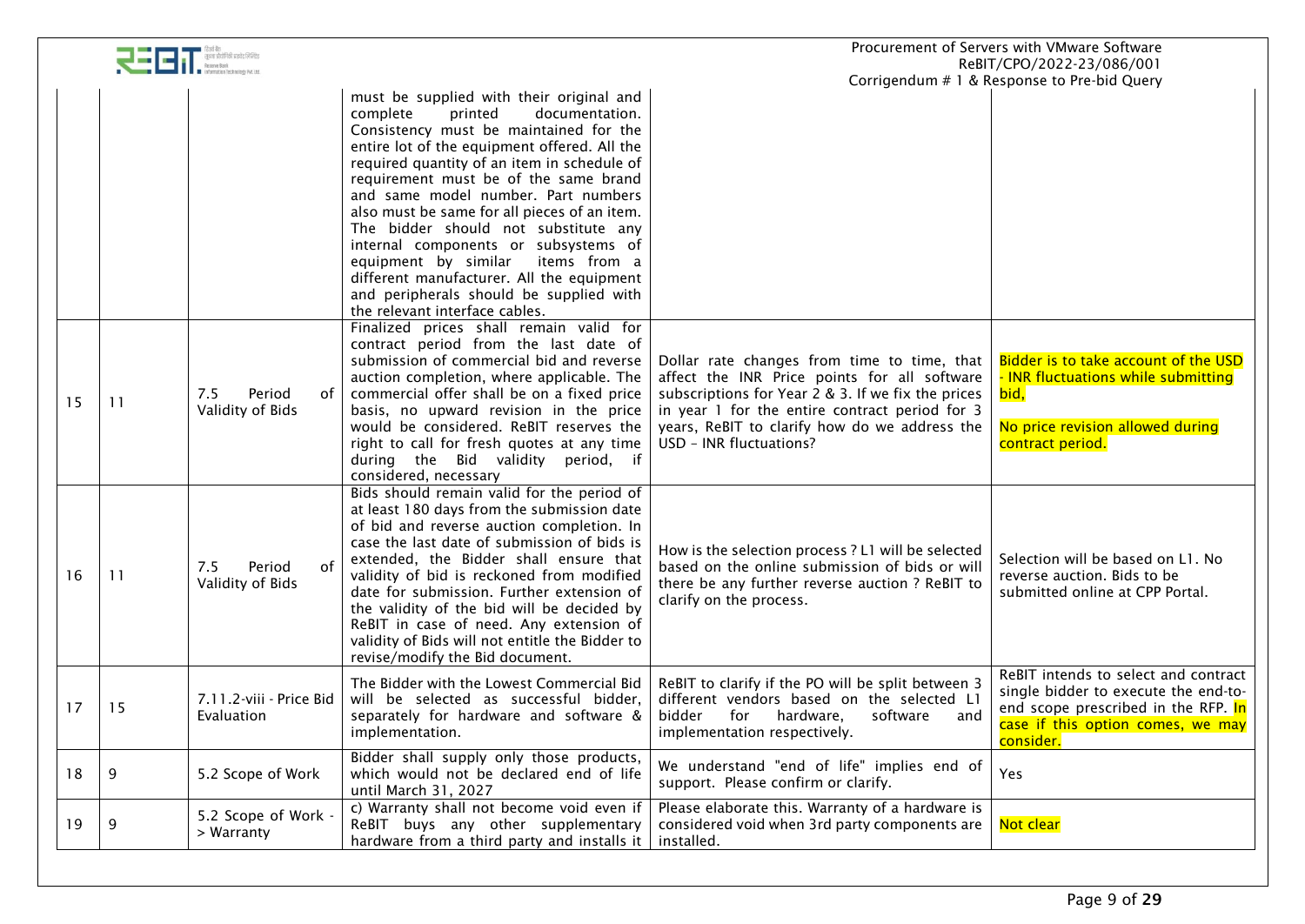| | | | must be supplied with their original and complete printed documentation. Consistency must be maintained for the entire lot of the equipment offered. All the required quantity of an item in schedule of requirement must be of the same brand and same model number. Part numbers also must be same for all pieces of an item. The bidder should not substitute any internal components or subsystems of equipment by similar items from a different manufacturer. All the equipment and peripherals should be supplied with the relevant interface cables. | | |
|---|---|---|---|---|---|
| 15 | 11 | 7.5 Period of Validity of Bids | Finalized prices shall remain valid for contract period from the last date of submission of commercial bid and reverse auction completion, where applicable. The commercial offer shall be on a fixed price basis, no upward revision in the price would be considered. ReBIT reserves the right to call for fresh quotes at any time during the Bid validity period, if considered, necessary | Dollar rate changes from time to time, that affect the INR Price points for all software subscriptions for Year 2 & 3. If we fix the prices in year 1 for the entire contract period for 3 years, ReBIT to clarify how do we address the USD – INR fluctuations? | Bidder is to take account of the USD - INR fluctuations while submitting bid,<br><br>No price revision allowed during contract period. |
| 16 | 11 | 7.5 Period of Validity of Bids | Bids should remain valid for the period of at least 180 days from the submission date of bid and reverse auction completion. In case the last date of submission of bids is extended, the Bidder shall ensure that validity of bid is reckoned from modified date for submission. Further extension of the validity of the bid will be decided by ReBIT in case of need. Any extension of validity of Bids will not entitle the Bidder to revise/modify the Bid document. | How is the selection process ? L1 will be selected based on the online submission of bids or will there be any further reverse auction ? ReBIT to clarify on the process. | Selection will be based on L1. No reverse auction. Bids to be submitted online at CPP Portal. |
| 17 | 15 | 7.11.2-viii - Price Bid Evaluation | The Bidder with the Lowest Commercial Bid will be selected as successful bidder, separately for hardware and software & implementation. | ReBIT to clarify if the PO will be split between 3 different vendors based on the selected L1 bidder for hardware, software and implementation respectively. | ReBIT intends to select and contract single bidder to execute the end-to-end scope prescribed in the RFP. In case if this option comes, we may consider. |
| 18 | 9 | 5.2 Scope of Work | Bidder shall supply only those products, which would not be declared end of life until March 31, 2027 | We understand "end of life" implies end of support. Please confirm or clarify. | Yes |
| 19 | 9 | 5.2 Scope of Work -> Warranty | c) Warranty shall not become void even if ReBIT buys any other supplementary hardware from a third party and installs it | Please elaborate this. Warranty of a hardware is considered void when 3rd party components are installed. | Not clear |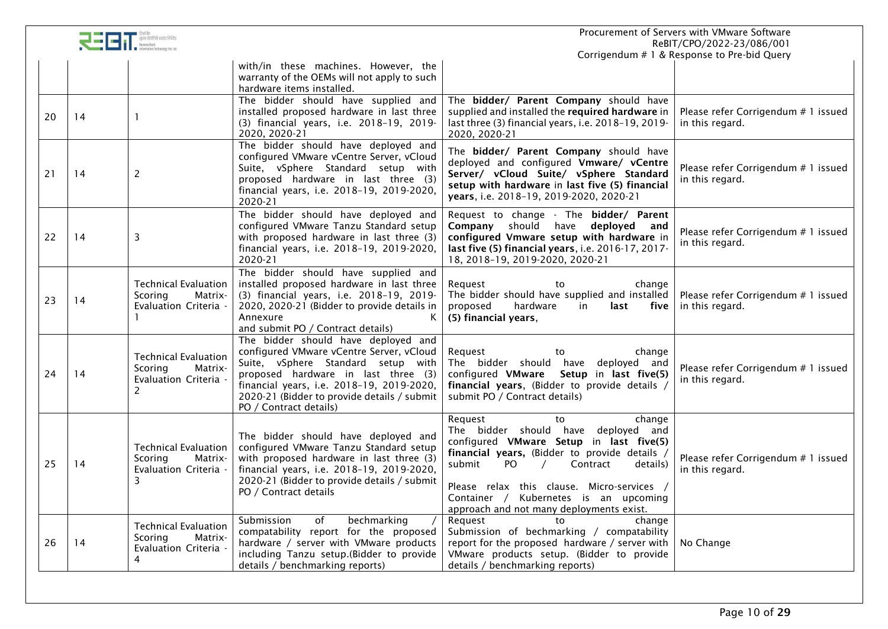| | | | with/in these machines. However, the warranty of the OEMs will not apply to such hardware items installed. | | |
|---|---|---|---|---|---|
| 20 | 14 | 1 | The bidder should have supplied and installed proposed hardware in last three (3) financial years, i.e. 2018-19, 2019-2020, 2020-21 | The **bidder/ Parent Company** should have supplied and installed the **required hardware** in last three (3) financial years, i.e. 2018-19, 2019-2020, 2020-21 | Please refer Corrigendum # 1 issued in this regard. |
| 21 | 14 | 2 | The bidder should have deployed and configured VMware vCentre Server, vCloud Suite, vSphere Standard setup with proposed hardware in last three (3) financial years, i.e. 2018-19, 2019-2020, 2020-21 | The **bidder/ Parent Company** should have deployed and configured **Vmware/ vCentre Server/ vCloud Suite/ vSphere Standard setup with hardware** in **last five (5) financial years**, i.e. 2018-19, 2019-2020, 2020-21 | Please refer Corrigendum # 1 issued in this regard. |
| 22 | 14 | 3 | The bidder should have deployed and configured VMware Tanzu Standard setup with proposed hardware in last three (3) financial years, i.e. 2018-19, 2019-2020, 2020-21 | Request to change - The **bidder/ Parent Company** should have **deployed and configured Vmware setup with hardware** in **last five (5) financial years**, i.e. 2016-17, 2017-18, 2018-19, 2019-2020, 2020-21 | Please refer Corrigendum # 1 issued in this regard. |
| 23 | 14 | Technical Evaluation Scoring Matrix- Evaluation Criteria - 1 | The bidder should have supplied and installed proposed hardware in last three (3) financial years, i.e. 2018-19, 2019-2020, 2020-21 (Bidder to provide details in Annexure K and submit PO / Contract details) | Request to change The bidder should have supplied and installed proposed hardware in **last five (5) financial years**, | Please refer Corrigendum # 1 issued in this regard. |
| 24 | 14 | Technical Evaluation Scoring Matrix- Evaluation Criteria - 2 | The bidder should have deployed and configured VMware vCentre Server, vCloud Suite, vSphere Standard setup with proposed hardware in last three (3) financial years, i.e. 2018-19, 2019-2020, 2020-21 (Bidder to provide details / submit PO / Contract details) | Request to change The bidder should have deployed and configured **VMware Setup** in **last five(5) financial years**, (Bidder to provide details / submit PO / Contract details) | Please refer Corrigendum # 1 issued in this regard. |
| 25 | 14 | Technical Evaluation Scoring Matrix- Evaluation Criteria - 3 | The bidder should have deployed and configured VMware Tanzu Standard setup with proposed hardware in last three (3) financial years, i.e. 2018-19, 2019-2020, 2020-21 (Bidder to provide details / submit PO / Contract details | Request to change The bidder should have deployed and configured **VMware Setup** in **last five(5) financial years,** (Bidder to provide details / submit PO / Contract details)<br><br>Please relax this clause. Micro-services / Container / Kubernetes is an upcoming approach and not many deployments exist. | Please refer Corrigendum # 1 issued in this regard. |
| 26 | 14 | Technical Evaluation Scoring Matrix- Evaluation Criteria - 4 | Submission of bechmarking / compatability report for the proposed hardware / server with VMware products including Tanzu setup.(Bidder to provide details / benchmarking reports) | Request to change Submission of bechmarking / compatability report for the proposed hardware / server with VMware products setup. (Bidder to provide details / benchmarking reports) | No Change |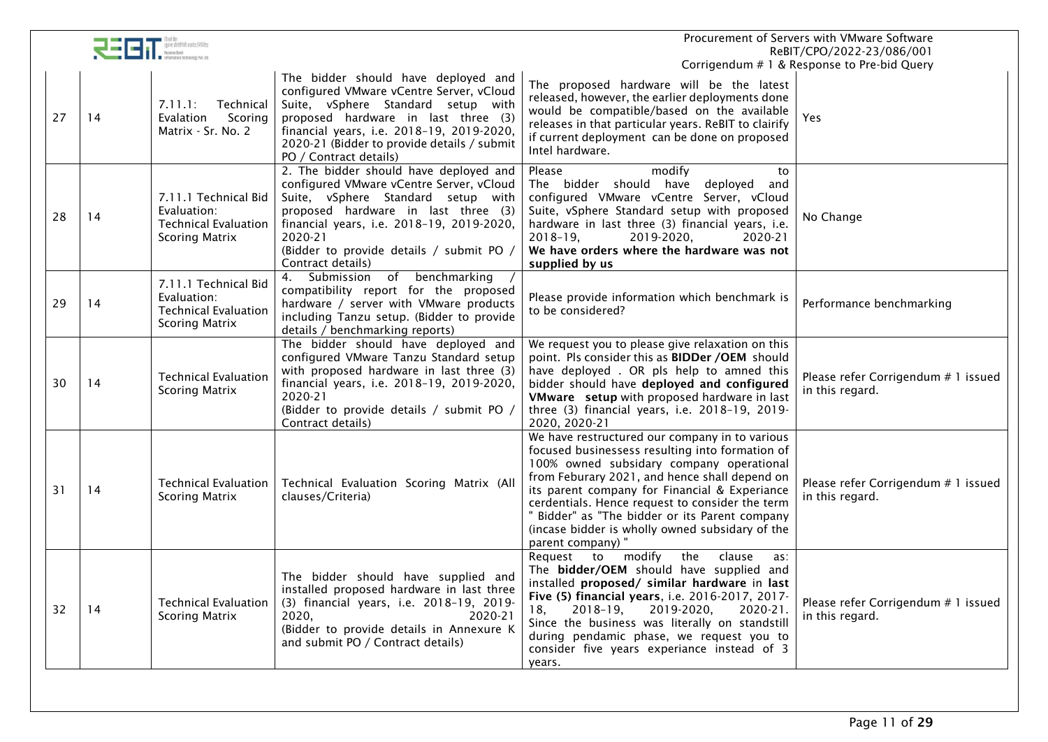| 27 | 14 | 7.11.1: Technical Evalation Scoring Matrix - Sr. No. 2 | The bidder should have deployed and configured VMware vCentre Server, vCloud Suite, vSphere Standard setup with proposed hardware in last three (3) financial years, i.e. 2018-19, 2019-2020, 2020-21 (Bidder to provide details / submit PO / Contract details) | The proposed hardware will be the latest released, however, the earlier deployments done would be compatible/based on the available releases in that particular years. ReBIT to clairify if current deployment can be done on proposed Intel hardware. | Yes |
|---|---|---|---|---|---|
| 28 | 14 | 7.11.1 Technical Bid Evaluation: Technical Evaluation Scoring Matrix | 2. The bidder should have deployed and configured VMware vCentre Server, vCloud Suite, vSphere Standard setup with proposed hardware in last three (3) financial years, i.e. 2018-19, 2019-2020, 2020-21 (Bidder to provide details / submit PO / Contract details) | Please modify to The bidder should have deployed and configured VMware vCentre Server, vCloud Suite, vSphere Standard setup with proposed hardware in last three (3) financial years, i.e. 2018-19, 2019-2020, 2020-21 **We have orders where the hardware was not supplied by us** | No Change |
| 29 | 14 | 7.11.1 Technical Bid Evaluation: Technical Evaluation Scoring Matrix | 4. Submission of benchmarking / compatibility report for the proposed hardware / server with VMware products including Tanzu setup. (Bidder to provide details / benchmarking reports) | Please provide information which benchmark is to be considered? | Performance benchmarking |
| 30 | 14 | Technical Evaluation Scoring Matrix | The bidder should have deployed and configured VMware Tanzu Standard setup with proposed hardware in last three (3) financial years, i.e. 2018-19, 2019-2020, 2020-21 (Bidder to provide details / submit PO / Contract details) | We request you to please give relaxation on this point. Pls consider this as **BIDDer /OEM** should have deployed . OR pls help to amned this bidder should have **deployed and configured VMware setup** with proposed hardware in last three (3) financial years, i.e. 2018-19, 2019-2020, 2020-21 | Please refer Corrigendum # 1 issued in this regard. |
| 31 | 14 | Technical Evaluation Scoring Matrix | Technical Evaluation Scoring Matrix (All clauses/Criteria) | We have restructured our company in to various focused businessess resulting into formation of 100% owned subsidary company operational from Feburary 2021, and hence shall depend on its parent company for Financial & Experiance cerdentials. Hence request to consider the term " Bidder" as "The bidder or its Parent company (incase bidder is wholly owned subsidary of the parent company) " | Please refer Corrigendum # 1 issued in this regard. |
| 32 | 14 | Technical Evaluation Scoring Matrix | The bidder should have supplied and installed proposed hardware in last three (3) financial years, i.e. 2018-19, 2019-2020, 2020-21 (Bidder to provide details in Annexure K and submit PO / Contract details) | Request to modify the clause as: The **bidder/OEM** should have supplied and installed **proposed/ similar hardware** in **last Five (5) financial years**, i.e. 2016-2017, 2017-18, 2018-19, 2019-2020, 2020-21. Since the business was literally on standstill during pendamic phase, we request you to consider five years experiance instead of 3 years. | Please refer Corrigendum # 1 issued in this regard. |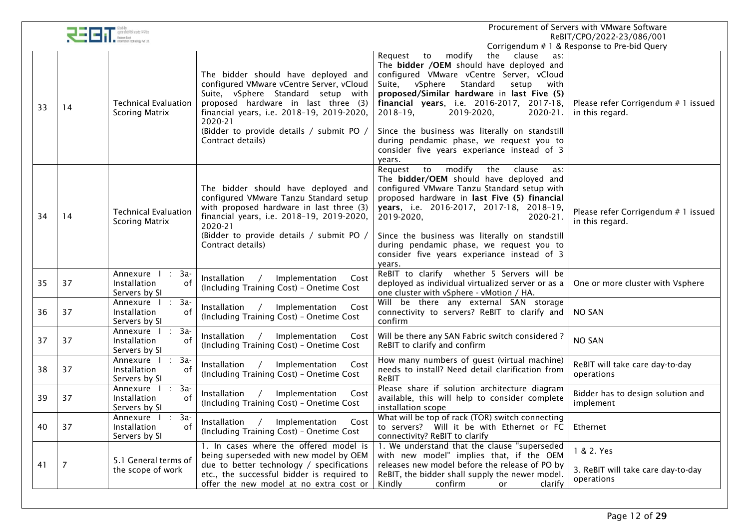| 33 | 14 | Technical Evaluation Scoring Matrix | The bidder should have deployed and configured VMware vCentre Server, vCloud Suite, vSphere Standard setup with proposed hardware in last three (3) financial years, i.e. 2018-19, 2019-2020, 2020-21 (Bidder to provide details / submit PO / Contract details) | Request to modify the clause as: The **bidder /OEM** should have deployed and configured VMware vCentre Server, vCloud Suite, vSphere Standard setup with **proposed/Similar hardware** in **last Five (5) financial years**, i.e. 2016-2017, 2017-18, 2018-19, 2019-2020, 2020-21. Since the business was literally on standstill during pendamic phase, we request you to consider five years experiance instead of 3 years. | Please refer Corrigendum # 1 issued in this regard. |
|---|---|---|---|---|---|
| 34 | 14 | Technical Evaluation Scoring Matrix | The bidder should have deployed and configured VMware Tanzu Standard setup with proposed hardware in last three (3) financial years, i.e. 2018-19, 2019-2020, 2020-21 (Bidder to provide details / submit PO / Contract details) | Request to modify the clause as: The **bidder/OEM** should have deployed and configured VMware Tanzu Standard setup with proposed hardware in **last Five (5) financial years**, i.e. 2016-2017, 2017-18, 2018-19, 2019-2020, 2020-21. Since the business was literally on standstill during pendamic phase, we request you to consider five years experiance instead of 3 years. | Please refer Corrigendum # 1 issued in this regard. |
| 35 | 37 | Annexure I : 3a- Installation of Servers by SI | Installation / Implementation Cost (Including Training Cost) - Onetime Cost | ReBIT to clarify whether 5 Servers will be deployed as individual virtualized server or as a one cluster with vSphere - vMotion / HA. | One or more cluster with Vsphere |
| 36 | 37 | Annexure I : 3a- Installation of Servers by SI | Installation / Implementation Cost (Including Training Cost) - Onetime Cost | Will be there any external SAN storage connectivity to servers? ReBIT to clarify and confirm | NO SAN |
| 37 | 37 | Annexure I : 3a- Installation of Servers by SI | Installation / Implementation Cost (Including Training Cost) - Onetime Cost | Will be there any SAN Fabric switch considered ? ReBIT to clarify and confirm | NO SAN |
| 38 | 37 | Annexure I : 3a- Installation of Servers by SI | Installation / Implementation Cost (Including Training Cost) - Onetime Cost | How many numbers of guest (virtual machine) needs to install? Need detail clarification from ReBIT | ReBIT will take care day-to-day operations |
| 39 | 37 | Annexure I : 3a- Installation of Servers by SI | Installation / Implementation Cost (Including Training Cost) - Onetime Cost | Please share if solution architecture diagram available, this will help to consider complete installation scope | Bidder has to design solution and implement |
| 40 | 37 | Annexure I : 3a- Installation of Servers by SI | Installation / Implementation Cost (Including Training Cost) - Onetime Cost | What will be top of rack (TOR) switch connecting to servers? Will it be with Ethernet or FC connectivity? ReBIT to clarify | Ethernet |
| 41 | 7 | 5.1 General terms of the scope of work | 1. In cases where the offered model is being superseded with new model by OEM due to better technology / specifications etc., the successful bidder is required to offer the new model at no extra cost or | 1. We understand that the clause "superseded with new model" implies that, if the OEM releases new model before the release of PO by ReBIT, the bidder shall supply the newer model. Kindly confirm or clarify | 1 & 2. Yes<br><br>3. ReBIT will take care day-to-day operations |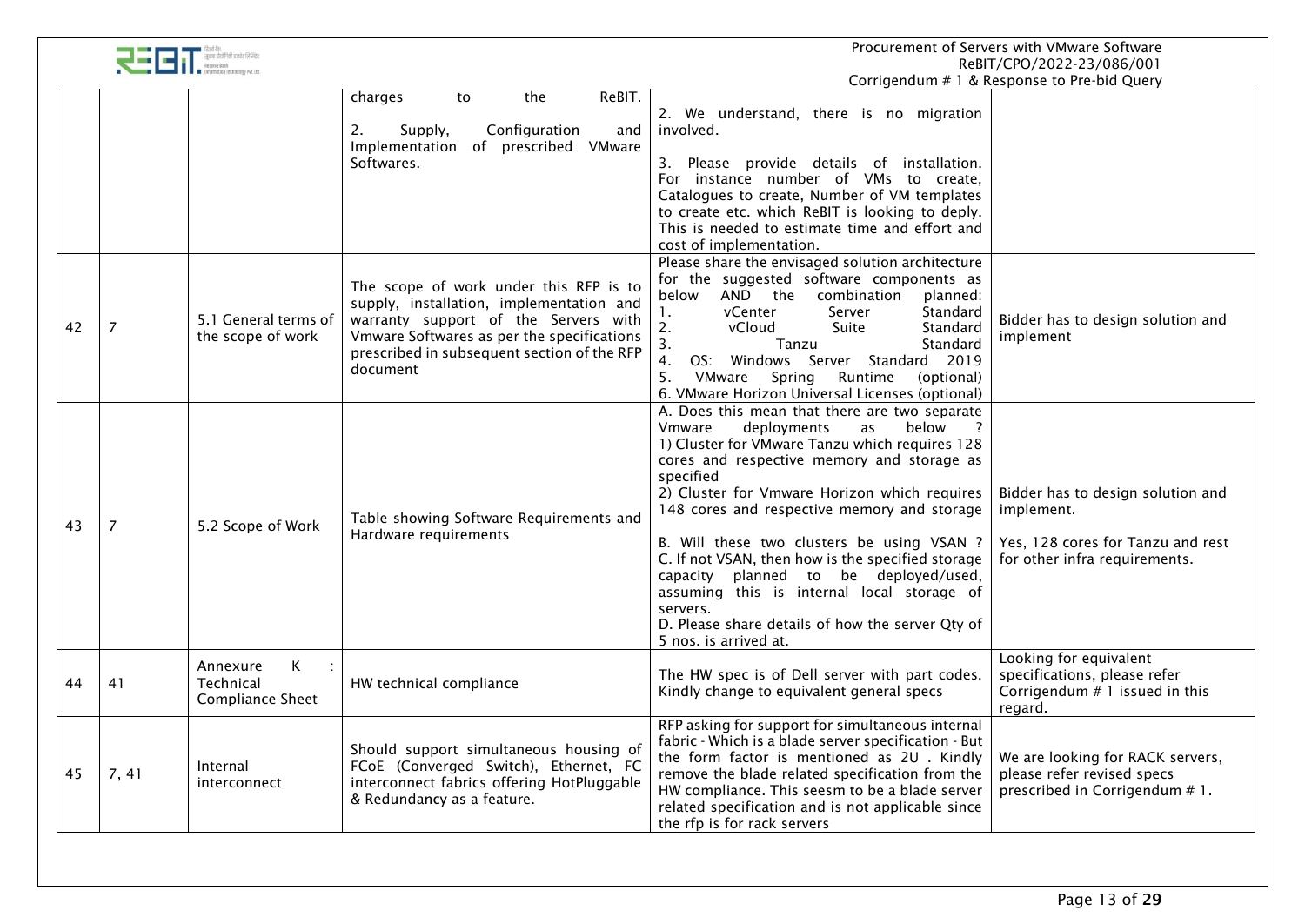| | | | charges to the ReBIT.<br><br>2. Supply, Configuration and Implementation of prescribed VMware Softwares. | 2. We understand, there is no migration involved.<br><br>3. Please provide details of installation. For instance number of VMs to create, Catalogues to create, Number of VM templates to create etc. which ReBIT is looking to deply. This is needed to estimate time and effort and cost of implementation. | |
|---|---|---|---|---|---|
| 42 | 7 | 5.1 General terms of the scope of work | The scope of work under this RFP is to supply, installation, implementation and warranty support of the Servers with Vmware Softwares as per the specifications prescribed in subsequent section of the RFP document | Please share the envisaged solution architecture for the suggested software components as below AND the combination planned:<br>1. vCenter Server Standard<br>2. vCloud Suite Standard<br>3. Tanzu Standard<br>4. OS: Windows Server Standard 2019<br>5. VMware Spring Runtime (optional)<br>6. VMware Horizon Universal Licenses (optional) | Bidder has to design solution and implement |
| 43 | 7 | 5.2 Scope of Work | Table showing Software Requirements and Hardware requirements | A. Does this mean that there are two separate Vmware deployments as below ?<br>1) Cluster for VMware Tanzu which requires 128 cores and respective memory and storage as specified<br>2) Cluster for Vmware Horizon which requires 148 cores and respective memory and storage<br><br>B. Will these two clusters be using VSAN ?<br>C. If not VSAN, then how is the specified storage capacity planned to be deployed/used, assuming this is internal local storage of servers.<br>D. Please share details of how the server Qty of 5 nos. is arrived at. | Bidder has to design solution and implement.<br><br>Yes, 128 cores for Tanzu and rest for other infra requirements. |
| 44 | 41 | Annexure K : Technical Compliance Sheet | HW technical compliance | The HW spec is of Dell server with part codes. Kindly change to equivalent general specs | Looking for equivalent specifications, please refer Corrigendum # 1 issued in this regard. |
| 45 | 7, 41 | Internal interconnect | Should support simultaneous housing of FCoE (Converged Switch), Ethernet, FC interconnect fabrics offering HotPluggable & Redundancy as a feature. | RFP asking for support for simultaneous internal fabric - Which is a blade server specification - But the form factor is mentioned as 2U . Kindly remove the blade related specification from the HW compliance. This seesm to be a blade server related specification and is not applicable since the rfp is for rack servers | We are looking for RACK servers, please refer revised specs prescribed in Corrigendum # 1. |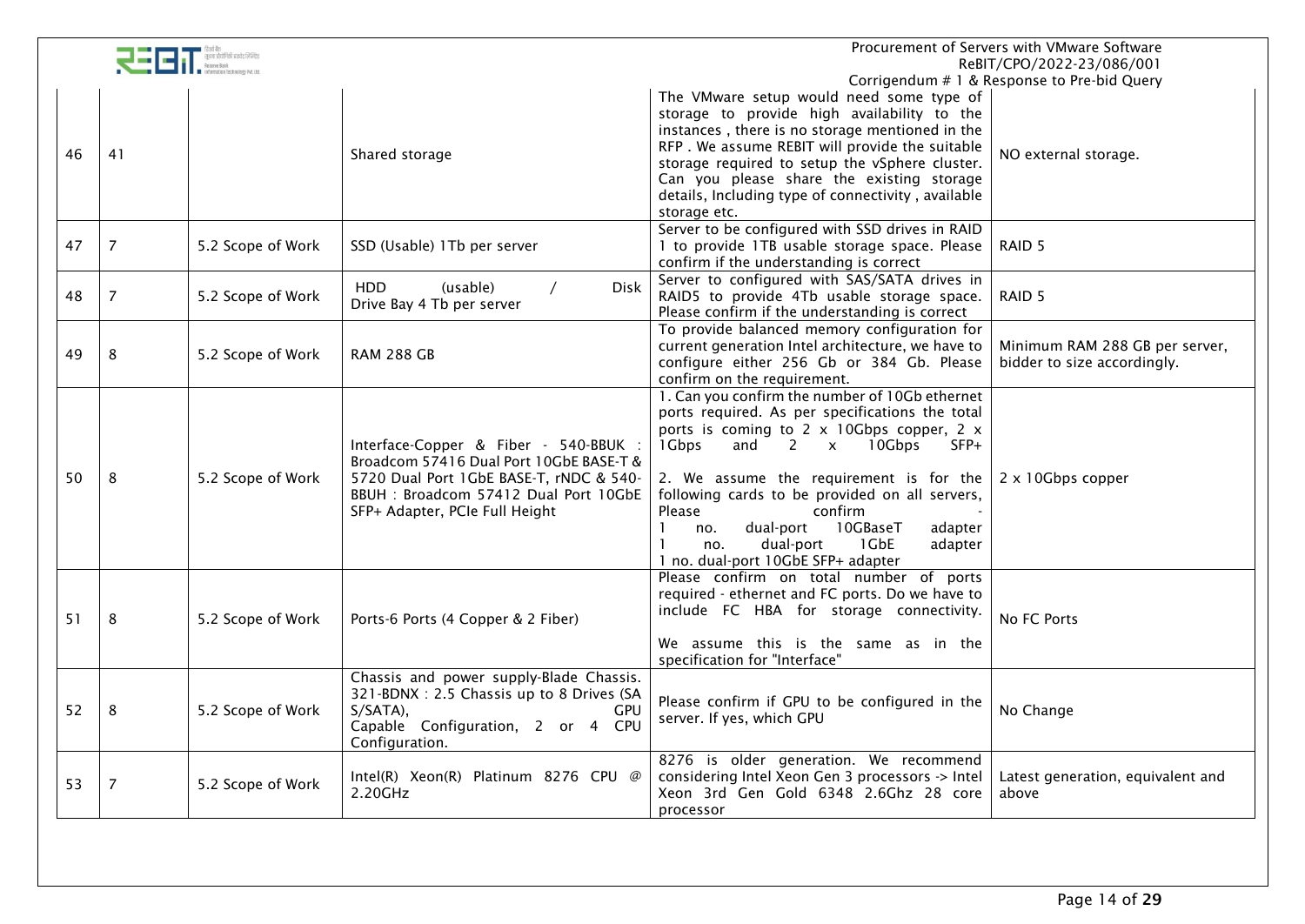| 46 | 41 | | Shared storage | The VMware setup would need some type of storage to provide high availability to the instances , there is no storage mentioned in the RFP . We assume REBIT will provide the suitable storage required to setup the vSphere cluster. Can you please share the existing storage details, Including type of connectivity , available storage etc. | NO external storage. |
|---|---|---|---|---|---|
| 47 | 7 | 5.2 Scope of Work | SSD (Usable) 1Tb per server | Server to be configured with SSD drives in RAID 1 to provide 1TB usable storage space. Please confirm if the understanding is correct | RAID 5 |
| 48 | 7 | 5.2 Scope of Work | HDD (usable) / Disk Drive Bay 4 Tb per server | Server to configured with SAS/SATA drives in RAID5 to provide 4Tb usable storage space. Please confirm if the understanding is correct | RAID 5 |
| 49 | 8 | 5.2 Scope of Work | RAM 288 GB | To provide balanced memory configuration for current generation Intel architecture, we have to configure either 256 Gb or 384 Gb. Please confirm on the requirement. | Minimum RAM 288 GB per server, bidder to size accordingly. |
| 50 | 8 | 5.2 Scope of Work | Interface-Copper & Fiber - 540-BBUK : Broadcom 57416 Dual Port 10GbE BASE-T & 5720 Dual Port 1GbE BASE-T, rNDC & 540-BBUH : Broadcom 57412 Dual Port 10GbE SFP+ Adapter, PCIe Full Height | 1. Can you confirm the number of 10Gb ethernet ports required. As per specifications the total ports is coming to 2 x 10Gbps copper, 2 x 1Gbps and 2 x 10Gbps SFP+<br><br>2. We assume the requirement is for the following cards to be provided on all servers, Please confirm -<br>1 no. dual-port 10GBaseT adapter<br>1 no. dual-port 1GbE adapter<br>1 no. dual-port 10GbE SFP+ adapter | 2 x 10Gbps copper |
| 51 | 8 | 5.2 Scope of Work | Ports-6 Ports (4 Copper & 2 Fiber) | Please confirm on total number of ports required - ethernet and FC ports. Do we have to include FC HBA for storage connectivity.<br><br>We assume this is the same as in the specification for "Interface" | No FC Ports |
| 52 | 8 | 5.2 Scope of Work | Chassis and power supply-Blade Chassis. 321-BDNX : 2.5 Chassis up to 8 Drives (SAS/SATA), GPU Capable Configuration, 2 or 4 CPU Configuration. | Please confirm if GPU to be configured in the server. If yes, which GPU | No Change |
| 53 | 7 | 5.2 Scope of Work | Intel(R) Xeon(R) Platinum 8276 CPU @ 2.20GHz | 8276 is older generation. We recommend considering Intel Xeon Gen 3 processors -> Intel Xeon 3rd Gen Gold 6348 2.6Ghz 28 core processor | Latest generation, equivalent and above |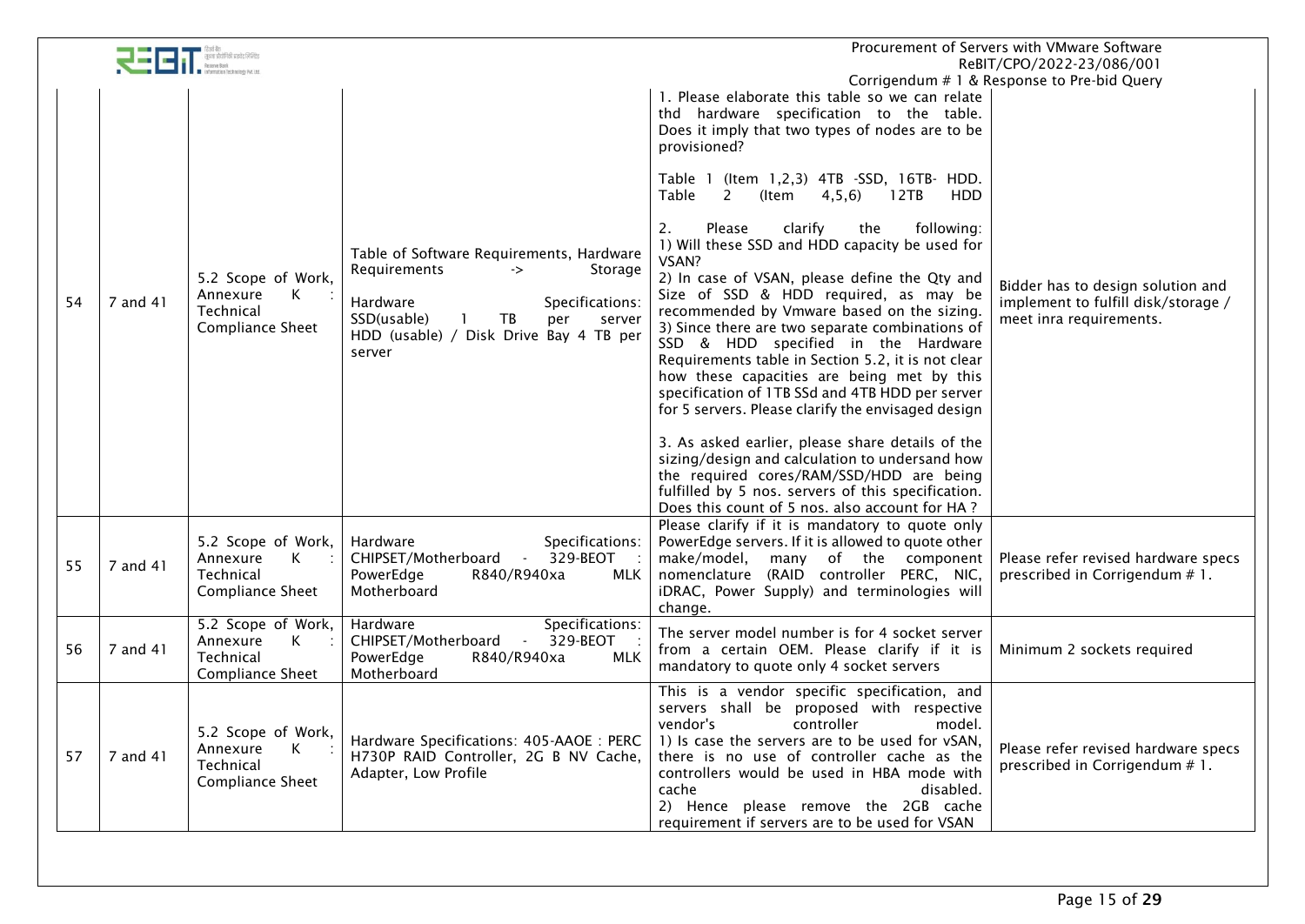| 54 | 7 and 41 | 5.2 Scope of Work, Annexure K : Technical Compliance Sheet | Table of Software Requirements, Hardware Requirements -> Storage<br><br>Hardware Specifications: SSD(usable) 1 TB per server HDD (usable) / Disk Drive Bay 4 TB per server | 1. Please elaborate this table so we can relate thd hardware specification to the table. Does it imply that two types of nodes are to be provisioned?<br><br>Table 1 (Item 1,2,3) 4TB -SSD, 16TB- HDD. Table 2 (Item 4,5,6) 12TB HDD<br><br>2. Please clarify the following:<br>1) Will these SSD and HDD capacity be used for VSAN?<br>2) In case of VSAN, please define the Qty and Size of SSD & HDD required, as may be recommended by Vmware based on the sizing.<br>3) Since there are two separate combinations of SSD & HDD specified in the Hardware Requirements table in Section 5.2, it is not clear how these capacities are being met by this specification of 1TB SSd and 4TB HDD per server for 5 servers. Please clarify the envisaged design<br><br>3. As asked earlier, please share details of the sizing/design and calculation to undersand how the required cores/RAM/SSD/HDD are being fulfilled by 5 nos. servers of this specification. Does this count of 5 nos. also account for HA ? | Bidder has to design solution and implement to fulfill disk/storage / meet inra requirements. |
|---|---|---|---|---|---|
| 55 | 7 and 41 | 5.2 Scope of Work, Annexure K : Technical Compliance Sheet | Hardware Specifications: CHIPSET/Motherboard - 329-BEOT : PowerEdge R840/R940xa MLK Motherboard | Please clarify if it is mandatory to quote only PowerEdge servers. If it is allowed to quote other make/model, many of the component nomenclature (RAID controller PERC, NIC, iDRAC, Power Supply) and terminologies will change. | Please refer revised hardware specs prescribed in Corrigendum # 1. |
| 56 | 7 and 41 | 5.2 Scope of Work, Annexure K : Technical Compliance Sheet | Hardware Specifications: CHIPSET/Motherboard - 329-BEOT : PowerEdge R840/R940xa MLK Motherboard | The server model number is for 4 socket server from a certain OEM. Please clarify if it is mandatory to quote only 4 socket servers | Minimum 2 sockets required |
| 57 | 7 and 41 | 5.2 Scope of Work, Annexure K : Technical Compliance Sheet | Hardware Specifications: 405-AAOE : PERC H730P RAID Controller, 2G B NV Cache, Adapter, Low Profile | This is a vendor specific specification, and servers shall be proposed with respective vendor's controller model.<br>1) Is case the servers are to be used for vSAN, there is no use of controller cache as the controllers would be used in HBA mode with cache disabled.<br>2) Hence please remove the 2GB cache requirement if servers are to be used for VSAN | Please refer revised hardware specs prescribed in Corrigendum # 1. |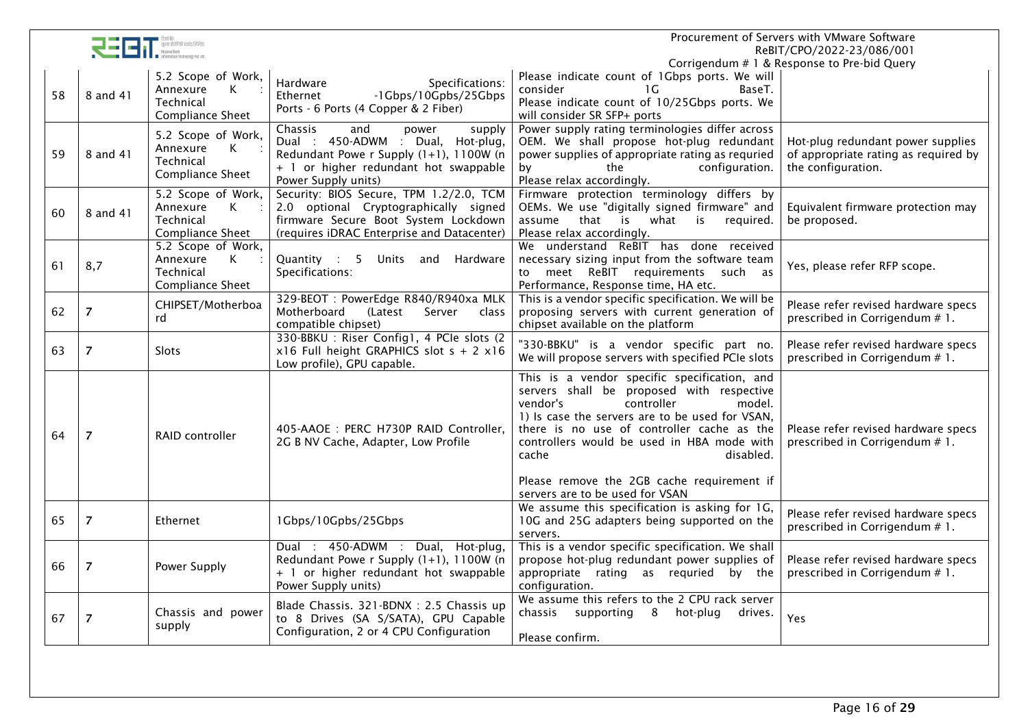| 58 | 8 and 41 | 5.2 Scope of Work, Annexure K : Technical Compliance Sheet | Hardware Specifications: Ethernet -1Gbps/10Gpbs/25Gbps Ports - 6 Ports (4 Copper & 2 Fiber) | Please indicate count of 1Gbps ports. We will consider 1G BaseT. Please indicate count of 10/25Gbps ports. We will consider SR SFP+ ports | |
|---|---|---|---|---|---|
| 59 | 8 and 41 | 5.2 Scope of Work, Annexure K : Technical Compliance Sheet | Chassis and power supply Dual : 450-ADWM : Dual, Hot-plug, Redundant Powe r Supply (1+1), 1100W (n + 1 or higher redundant hot swappable Power Supply units) | Power supply rating terminologies differ across OEM. We shall propose hot-plug redundant power supplies of appropriate rating as requried by the configuration. Please relax accordingly. | Hot-plug redundant power supplies of appropriate rating as required by the configuration. |
| 60 | 8 and 41 | 5.2 Scope of Work, Annexure K : Technical Compliance Sheet | Security: BIOS Secure, TPM 1.2/2.0, TCM 2.0 optional Cryptographically signed firmware Secure Boot System Lockdown (requires iDRAC Enterprise and Datacenter) | Firmware protection terminology differs by OEMs. We use "digitally signed firmware" and assume that is what is required. Please relax accordingly. | Equivalent firmware protection may be proposed. |
| 61 | 8,7 | 5.2 Scope of Work, Annexure K : Technical Compliance Sheet | Quantity : 5 Units and Hardware Specifications: | We understand ReBIT has done received necessary sizing input from the software team to meet ReBIT requirements such as Performance, Response time, HA etc. | Yes, please refer RFP scope. |
| 62 | 7 | CHIPSET/Motherboard | 329-BEOT : PowerEdge R840/R940xa MLK Motherboard (Latest Server class compatible chipset) | This is a vendor specific specification. We will be proposing servers with current generation of chipset available on the platform | Please refer revised hardware specs prescribed in Corrigendum # 1. |
| 63 | 7 | Slots | 330-BBKU : Riser Config1, 4 PCIe slots (2 x16 Full height GRAPHICS slot s + 2 x16 Low profile), GPU capable. | "330-BBKU" is a vendor specific part no. We will propose servers with specified PCIe slots | Please refer revised hardware specs prescribed in Corrigendum # 1. |
| 64 | 7 | RAID controller | 405-AAOE : PERC H730P RAID Controller, 2G B NV Cache, Adapter, Low Profile | This is a vendor specific specification, and servers shall be proposed with respective vendor's controller model.<br>1) Is case the servers are to be used for VSAN, there is no use of controller cache as the controllers would be used in HBA mode with cache disabled.<br><br>Please remove the 2GB cache requirement if servers are to be used for VSAN | Please refer revised hardware specs prescribed in Corrigendum # 1. |
| 65 | 7 | Ethernet | 1Gbps/10Gpbs/25Gbps | We assume this specification is asking for 1G, 10G and 25G adapters being supported on the servers. | Please refer revised hardware specs prescribed in Corrigendum # 1. |
| 66 | 7 | Power Supply | Dual : 450-ADWM : Dual, Hot-plug, Redundant Powe r Supply (1+1), 1100W (n + 1 or higher redundant hot swappable Power Supply units) | This is a vendor specific specification. We shall propose hot-plug redundant power supplies of appropriate rating as requried by the configuration. | Please refer revised hardware specs prescribed in Corrigendum # 1. |
| 67 | 7 | Chassis and power supply | Blade Chassis. 321-BDNX : 2.5 Chassis up to 8 Drives (SA S/SATA), GPU Capable Configuration, 2 or 4 CPU Configuration | We assume this refers to the 2 CPU rack server chassis supporting 8 hot-plug drives.<br><br>Please confirm. | Yes |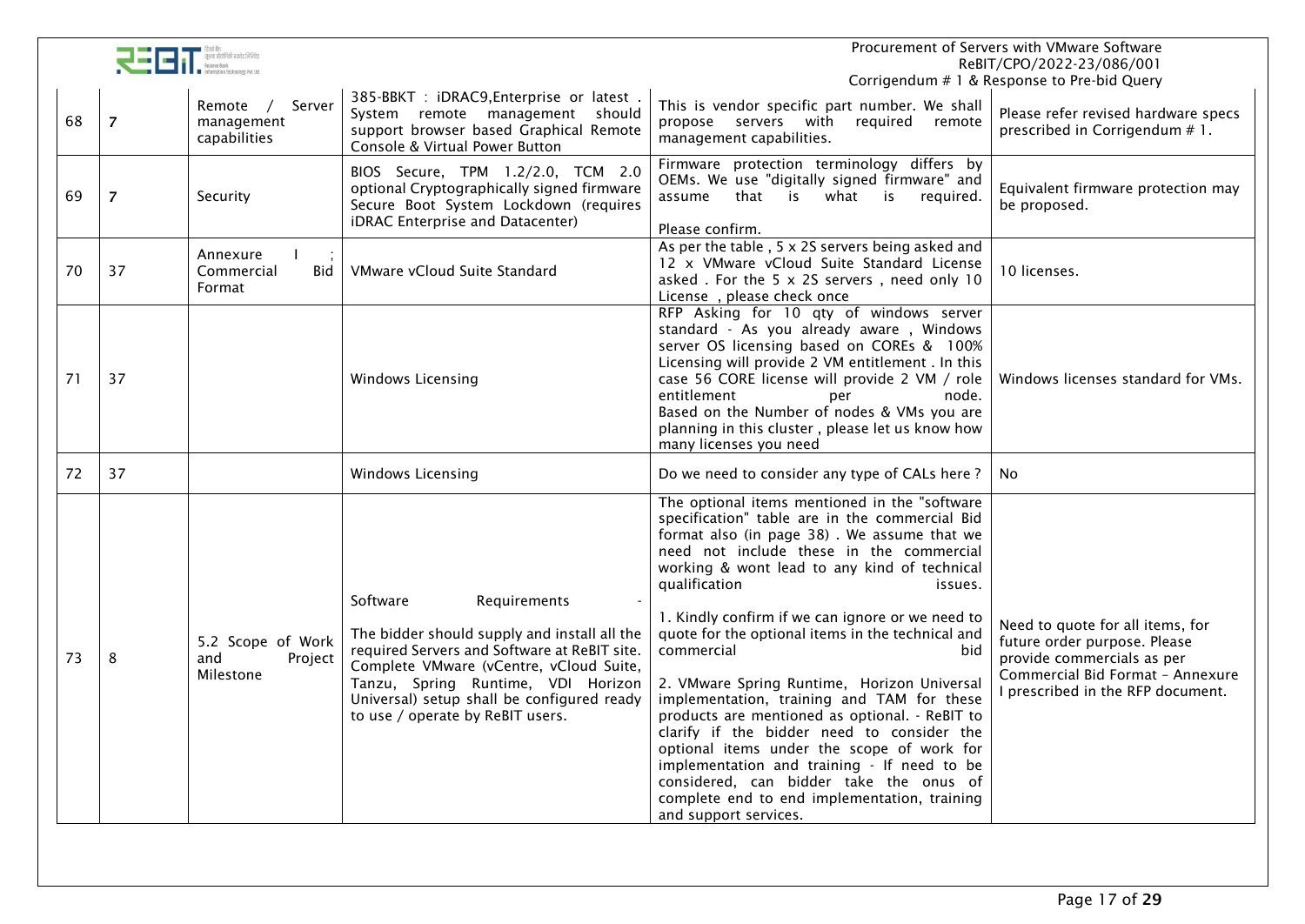| 68 | 7 | Remote / Server management capabilities | 385-BBKT : iDRAC9,Enterprise or latest . System remote management should support browser based Graphical Remote Console & Virtual Power Button | This is vendor specific part number. We shall propose servers with required remote management capabilities. | Please refer revised hardware specs prescribed in Corrigendum # 1. |
|---|---|---|---|---|---|
| 69 | 7 | Security | BIOS Secure, TPM 1.2/2.0, TCM 2.0 optional Cryptographically signed firmware Secure Boot System Lockdown (requires iDRAC Enterprise and Datacenter) | Firmware protection terminology differs by OEMs. We use "digitally signed firmware" and assume that is what is required.<br><br>Please confirm. | Equivalent firmware protection may be proposed. |
| 70 | 37 | Annexure I ; Commercial Bid Format | VMware vCloud Suite Standard | As per the table , 5 x 2S servers being asked and 12 x VMware vCloud Suite Standard License asked . For the 5 x 2S servers , need only 10 License , please check once | 10 licenses. |
| 71 | 37 | | Windows Licensing | RFP Asking for 10 qty of windows server standard - As you already aware , Windows server OS licensing based on COREs & 100% Licensing will provide 2 VM entitlement . In this case 56 CORE license will provide 2 VM / role entitlement per node. Based on the Number of nodes & VMs you are planning in this cluster , please let us know how many licenses you need | Windows licenses standard for VMs. |
| 72 | 37 | | Windows Licensing | Do we need to consider any type of CALs here ? | No |
| 73 | 8 | 5.2 Scope of Work and Project Milestone | Software Requirements -<br><br>The bidder should supply and install all the required Servers and Software at ReBIT site. Complete VMware (vCentre, vCloud Suite, Tanzu, Spring Runtime, VDI Horizon Universal) setup shall be configured ready to use / operate by ReBIT users. | The optional items mentioned in the "software specification" table are in the commercial Bid format also (in page 38) . We assume that we need not include these in the commercial working & wont lead to any kind of technical qualification issues.<br><br>1. Kindly confirm if we can ignore or we need to quote for the optional items in the technical and commercial bid<br><br>2. VMware Spring Runtime, Horizon Universal implementation, training and TAM for these products are mentioned as optional. - ReBIT to clarify if the bidder need to consider the optional items under the scope of work for implementation and training - If need to be considered, can bidder take the onus of complete end to end implementation, training and support services. | Need to quote for all items, for future order purpose. Please provide commercials as per Commercial Bid Format – Annexure I prescribed in the RFP document. |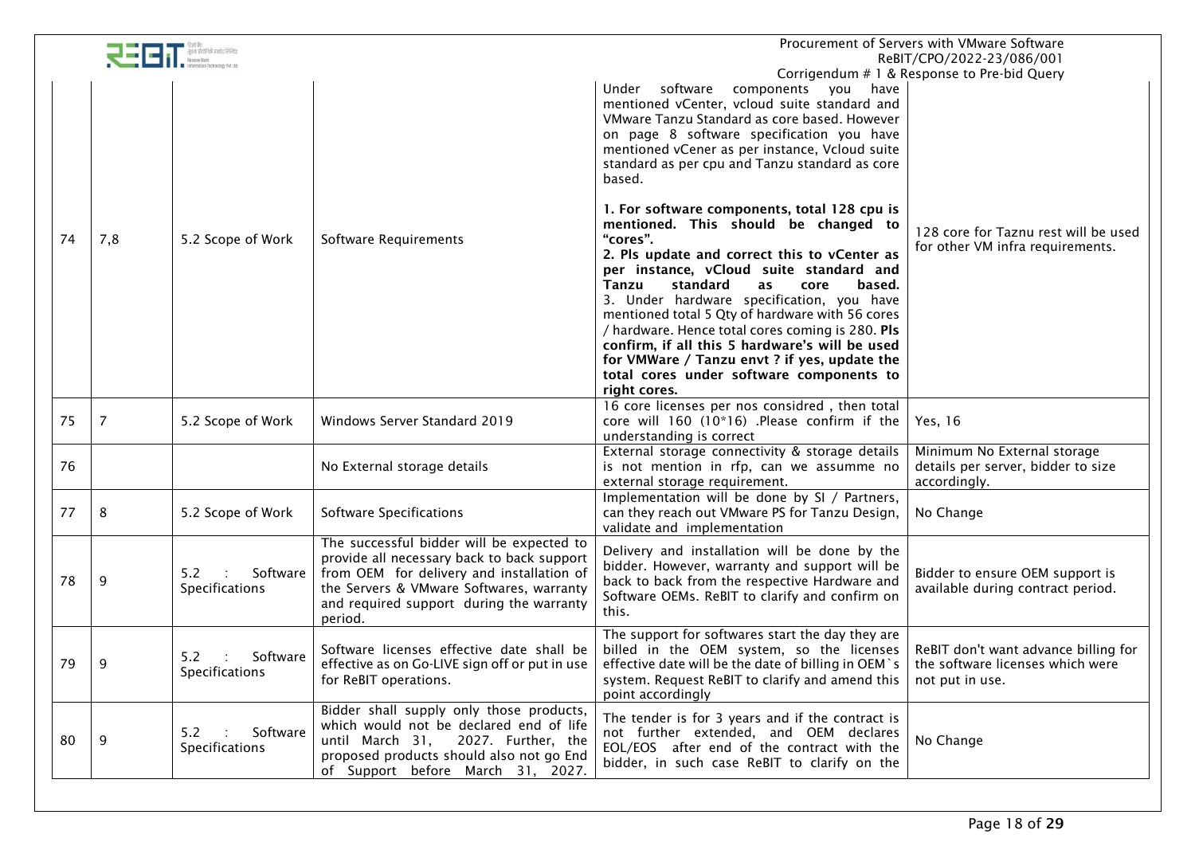| 74 | 7,8 | 5.2 Scope of Work | Software Requirements | Under software components you have mentioned vCenter, vcloud suite standard and VMware Tanzu Standard as core based. However on page 8 software specification you have mentioned vCener as per instance, Vcloud suite standard as per cpu and Tanzu standard as core based.<br><br>**1. For software components, total 128 cpu is mentioned. This should be changed to "cores".**<br>**2. Pls update and correct this to vCenter as per instance, vCloud suite standard and Tanzu standard as core based.**<br>3. Under hardware specification, you have mentioned total 5 Qty of hardware with 56 cores / hardware. Hence total cores coming is 280. **Pls confirm, if all this 5 hardware's will be used for VMWare / Tanzu envt ? if yes, update the total cores under software components to right cores.** | 128 core for Taznu rest will be used for other VM infra requirements. |
|---|---|---|---|---|---|
| 75 | 7 | 5.2 Scope of Work | Windows Server Standard 2019 | 16 core licenses per nos considered , then total core will 160 (10*16) .Please confirm if the understanding is correct | Yes, 16 |
| 76 | | | No External storage details | External storage connectivity & storage details is not mention in rfp, can we assumme no external storage requirement. | Minimum No External storage details per server, bidder to size accordingly. |
| 77 | 8 | 5.2 Scope of Work | Software Specifications | Implementation will be done by SI / Partners, can they reach out VMware PS for Tanzu Design, validate and implementation | No Change |
| 78 | 9 | 5.2 : Software Specifications | The successful bidder will be expected to provide all necessary back to back support from OEM for delivery and installation of the Servers & VMware Softwares, warranty and required support during the warranty period. | Delivery and installation will be done by the bidder. However, warranty and support will be back to back from the respective Hardware and Software OEMs. ReBIT to clarify and confirm on this. | Bidder to ensure OEM support is available during contract period. |
| 79 | 9 | 5.2 : Software Specifications | Software licenses effective date shall be effective as on Go-LIVE sign off or put in use for ReBIT operations. | The support for softwares start the day they are billed in the OEM system, so the licenses effective date will be the date of billing in OEM`s system. Request ReBIT to clarify and amend this point accordingly | ReBIT don't want advance billing for the software licenses which were not put in use. |
| 80 | 9 | 5.2 : Software Specifications | Bidder shall supply only those products, which would not be declared end of life until March 31, 2027. Further, the proposed products should also not go End of Support before March 31, 2027. | The tender is for 3 years and if the contract is not further extended, and OEM declares EOL/EOS after end of the contract with the bidder, in such case ReBIT to clarify on the | No Change |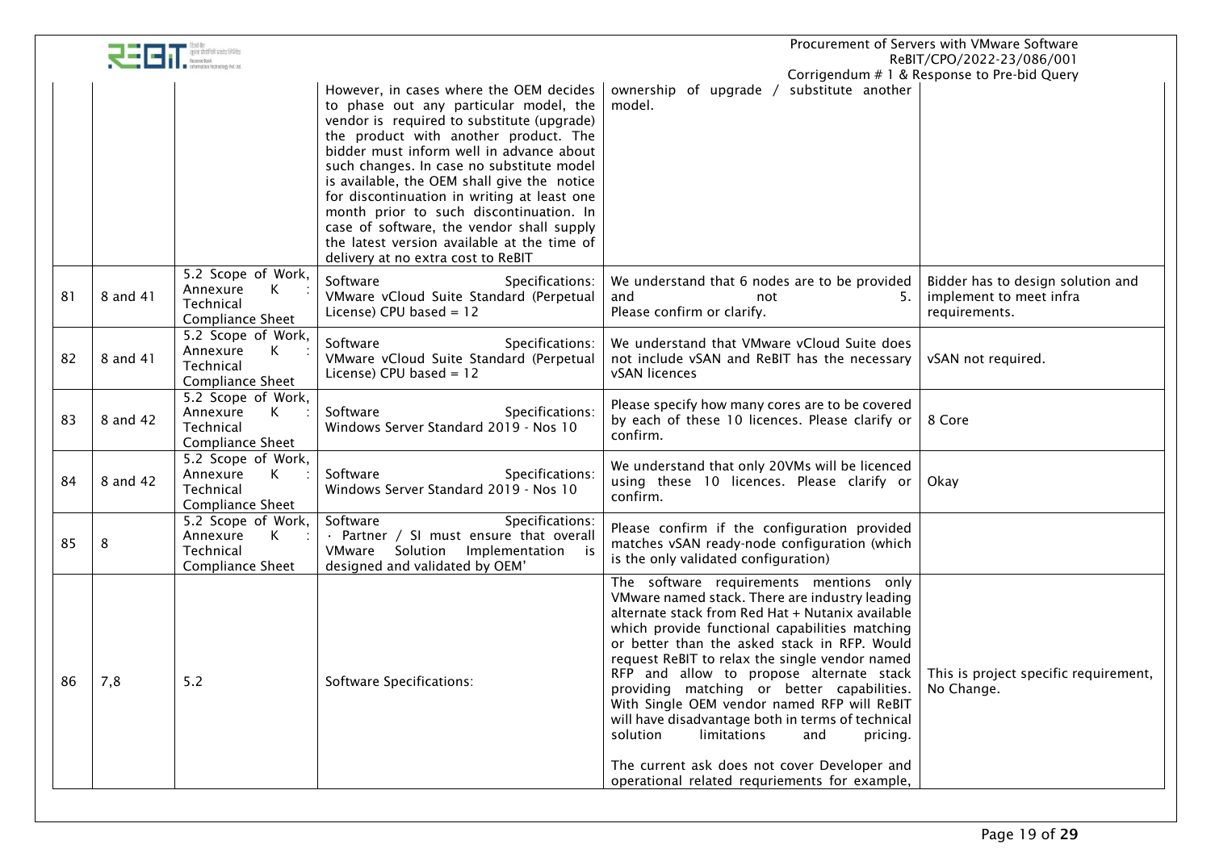| | | | However, in cases where the OEM decides to phase out any particular model, the vendor is required to substitute (upgrade) the product with another product. The bidder must inform well in advance about such changes. In case no substitute model is available, the OEM shall give the notice for discontinuation in writing at least one month prior to such discontinuation. In case of software, the vendor shall supply the latest version available at the time of delivery at no extra cost to ReBIT | ownership of upgrade / substitute another model. | |
|---|---|---|---|---|---|
| 81 | 8 and 41 | 5.2 Scope of Work, Annexure K : Technical Compliance Sheet | Software Specifications: VMware vCloud Suite Standard (Perpetual License) CPU based = 12 | We understand that 6 nodes are to be provided and not 5. Please confirm or clarify. | Bidder has to design solution and implement to meet infra requirements. |
| 82 | 8 and 41 | 5.2 Scope of Work, Annexure K : Technical Compliance Sheet | Software Specifications: VMware vCloud Suite Standard (Perpetual License) CPU based = 12 | We understand that VMware vCloud Suite does not include vSAN and ReBIT has the necessary vSAN licences | vSAN not required. |
| 83 | 8 and 42 | 5.2 Scope of Work, Annexure K : Technical Compliance Sheet | Software Specifications: Windows Server Standard 2019 - Nos 10 | Please specify how many cores are to be covered by each of these 10 licences. Please clarify or confirm. | 8 Core |
| 84 | 8 and 42 | 5.2 Scope of Work, Annexure K : Technical Compliance Sheet | Software Specifications: Windows Server Standard 2019 - Nos 10 | We understand that only 20VMs will be licenced using these 10 licences. Please clarify or confirm. | Okay |
| 85 | 8 | 5.2 Scope of Work, Annexure K : Technical Compliance Sheet | Software Specifications: · Partner / SI must ensure that overall VMware Solution Implementation is designed and validated by OEM' | Please confirm if the configuration provided matches vSAN ready-node configuration (which is the only validated configuration) | |
| 86 | 7,8 | 5.2 | Software Specifications: | The software requirements mentions only VMware named stack. There are industry leading alternate stack from Red Hat + Nutanix available which provide functional capabilities matching or better than the asked stack in RFP. Would request ReBIT to relax the single vendor named RFP and allow to propose alternate stack providing matching or better capabilities. With Single OEM vendor named RFP will ReBIT will have disadvantage both in terms of technical solution limitations and pricing.<br><br>The current ask does not cover Developer and operational related requriements for example, | This is project specific requirement, No Change. |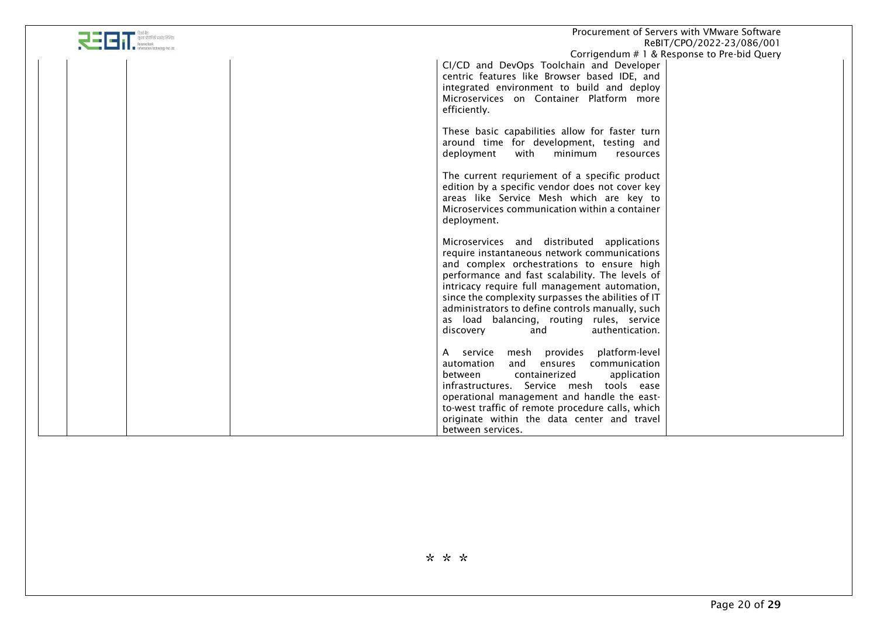| | | | | |
|---|---|---|---|---|
| | | | CI/CD and DevOps Toolchain and Developer centric features like Browser based IDE, and integrated environment to build and deploy Microservices on Container Platform more efficiently.<br><br>These basic capabilities allow for faster turn around time for development, testing and deployment with minimum resources<br><br>The current requriement of a specific product edition by a specific vendor does not cover key areas like Service Mesh which are key to Microservices communication within a container deployment.<br><br>Microservices and distributed applications require instantaneous network communications and complex orchestrations to ensure high performance and fast scalability. The levels of intricacy require full management automation, since the complexity surpasses the abilities of IT administrators to define controls manually, such as load balancing, routing rules, service discovery and authentication.<br><br>A service mesh provides platform-level automation and ensures communication between containerized application infrastructures. Service mesh tools ease operational management and handle the east-to-west traffic of remote procedure calls, which originate within the data center and travel between services. | |

* * *